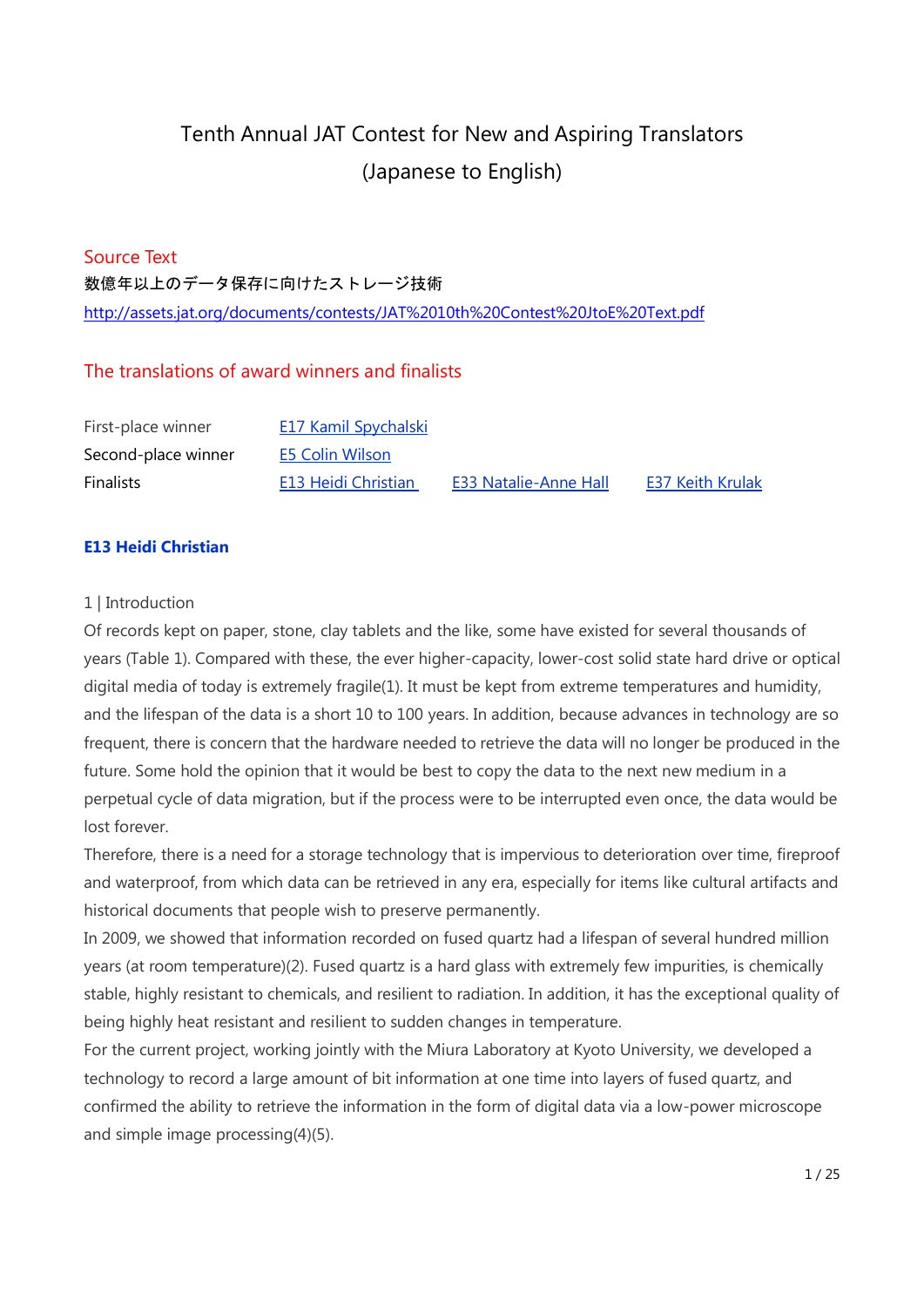# Tenth Annual JAT Contest for New and Aspiring Translators (Japanese to English)

## Source Text

数億年以上のデータ保存に向けたストレージ技術

http://assets.jat.org/documents/contests/JAT%2010th%20Contest%20JtoE%20Text.pdf

## The translations of award winners and finalists

| | | | |
|---|---|---|---|
| First-place winner | E17 Kamil Spychalski | | |
| Second-place winner | E5 Colin Wilson | | |
| Finalists | E13 Heidi Christian | E33 Natalie-Anne Hall | E37 Keith Krulak |

### E13 Heidi Christian

1 | Introduction

Of records kept on paper, stone, clay tablets and the like, some have existed for several thousands of years (Table 1). Compared with these, the ever higher-capacity, lower-cost solid state hard drive or optical digital media of today is extremely fragile(1). It must be kept from extreme temperatures and humidity, and the lifespan of the data is a short 10 to 100 years. In addition, because advances in technology are so frequent, there is concern that the hardware needed to retrieve the data will no longer be produced in the future. Some hold the opinion that it would be best to copy the data to the next new medium in a perpetual cycle of data migration, but if the process were to be interrupted even once, the data would be lost forever.

Therefore, there is a need for a storage technology that is impervious to deterioration over time, fireproof and waterproof, from which data can be retrieved in any era, especially for items like cultural artifacts and historical documents that people wish to preserve permanently.

In 2009, we showed that information recorded on fused quartz had a lifespan of several hundred million years (at room temperature)(2). Fused quartz is a hard glass with extremely few impurities, is chemically stable, highly resistant to chemicals, and resilient to radiation. In addition, it has the exceptional quality of being highly heat resistant and resilient to sudden changes in temperature.

For the current project, working jointly with the Miura Laboratory at Kyoto University, we developed a technology to record a large amount of bit information at one time into layers of fused quartz, and confirmed the ability to retrieve the information in the form of digital data via a low-power microscope and simple image processing(4)(5).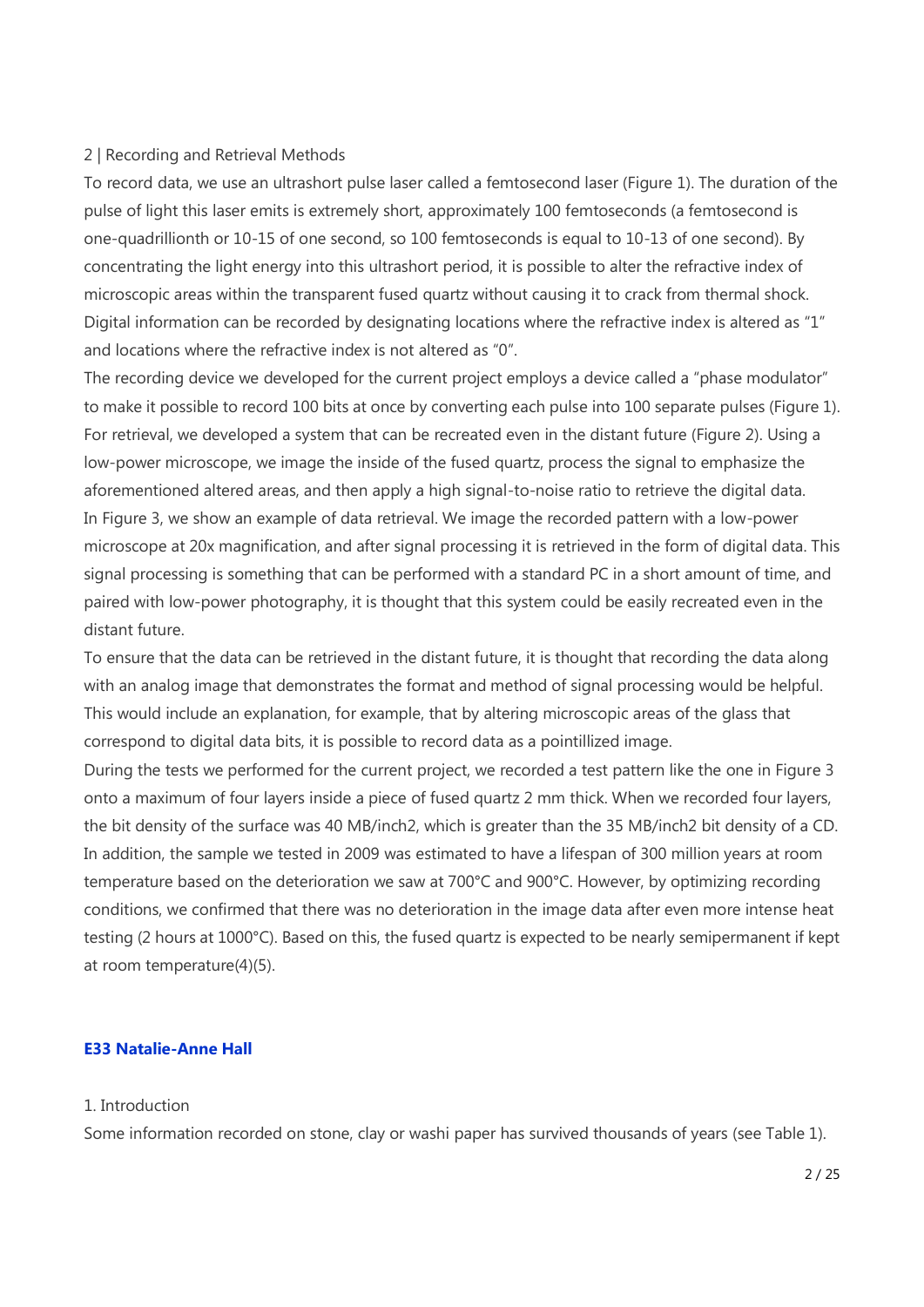## 2 | Recording and Retrieval Methods

To record data, we use an ultrashort pulse laser called a femtosecond laser (Figure 1). The duration of the pulse of light this laser emits is extremely short, approximately 100 femtoseconds (a femtosecond is one-quadrillionth or $10^{-15}$ of one second, so 100 femtoseconds is equal to $10^{-13}$ of one second). By concentrating the light energy into this ultrashort period, it is possible to alter the refractive index of microscopic areas within the transparent fused quartz without causing it to crack from thermal shock. Digital information can be recorded by designating locations where the refractive index is altered as "1" and locations where the refractive index is not altered as "0".

The recording device we developed for the current project employs a device called a "phase modulator" to make it possible to record 100 bits at once by converting each pulse into 100 separate pulses (Figure 1). For retrieval, we developed a system that can be recreated even in the distant future (Figure 2). Using a low-power microscope, we image the inside of the fused quartz, process the signal to emphasize the aforementioned altered areas, and then apply a high signal-to-noise ratio to retrieve the digital data.

In Figure 3, we show an example of data retrieval. We image the recorded pattern with a low-power microscope at 20x magnification, and after signal processing it is retrieved in the form of digital data. This signal processing is something that can be performed with a standard PC in a short amount of time, and paired with low-power photography, it is thought that this system could be easily recreated even in the distant future.

To ensure that the data can be retrieved in the distant future, it is thought that recording the data along with an analog image that demonstrates the format and method of signal processing would be helpful. This would include an explanation, for example, that by altering microscopic areas of the glass that correspond to digital data bits, it is possible to record data as a pointillized image.

During the tests we performed for the current project, we recorded a test pattern like the one in Figure 3 onto a maximum of four layers inside a piece of fused quartz 2 mm thick. When we recorded four layers, the bit density of the surface was 40 MB/inch2, which is greater than the 35 MB/inch2 bit density of a CD. In addition, the sample we tested in 2009 was estimated to have a lifespan of 300 million years at room temperature based on the deterioration we saw at 700°C and 900°C. However, by optimizing recording conditions, we confirmed that there was no deterioration in the image data after even more intense heat testing (2 hours at 1000°C). Based on this, the fused quartz is expected to be nearly semipermanent if kept at room temperature(4)(5).

### E33 Natalie-Anne Hall

1. Introduction

Some information recorded on stone, clay or washi paper has survived thousands of years (see Table 1).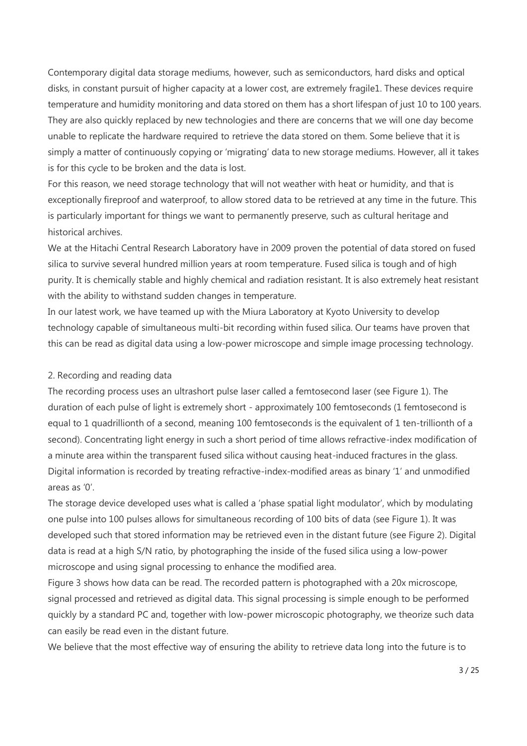Contemporary digital data storage mediums, however, such as semiconductors, hard disks and optical disks, in constant pursuit of higher capacity at a lower cost, are extremely fragile[1]. These devices require temperature and humidity monitoring and data stored on them has a short lifespan of just 10 to 100 years. They are also quickly replaced by new technologies and there are concerns that we will one day become unable to replicate the hardware required to retrieve the data stored on them. Some believe that it is simply a matter of continuously copying or 'migrating' data to new storage mediums. However, all it takes is for this cycle to be broken and the data is lost.

For this reason, we need storage technology that will not weather with heat or humidity, and that is exceptionally fireproof and waterproof, to allow stored data to be retrieved at any time in the future. This is particularly important for things we want to permanently preserve, such as cultural heritage and historical archives.

We at the Hitachi Central Research Laboratory have in 2009 proven the potential of data stored on fused silica to survive several hundred million years at room temperature. Fused silica is tough and of high purity. It is chemically stable and highly chemical and radiation resistant. It is also extremely heat resistant with the ability to withstand sudden changes in temperature.

In our latest work, we have teamed up with the Miura Laboratory at Kyoto University to develop technology capable of simultaneous multi-bit recording within fused silica. Our teams have proven that this can be read as digital data using a low-power microscope and simple image processing technology.

## 2. Recording and reading data

The recording process uses an ultrashort pulse laser called a femtosecond laser (see Figure 1). The duration of each pulse of light is extremely short - approximately 100 femtoseconds (1 femtosecond is equal to 1 quadrillionth of a second, meaning 100 femtoseconds is the equivalent of 1 ten-trillionth of a second). Concentrating light energy in such a short period of time allows refractive-index modification of a minute area within the transparent fused silica without causing heat-induced fractures in the glass. Digital information is recorded by treating refractive-index-modified areas as binary '1' and unmodified areas as '0'.

The storage device developed uses what is called a 'phase spatial light modulator', which by modulating one pulse into 100 pulses allows for simultaneous recording of 100 bits of data (see Figure 1). It was developed such that stored information may be retrieved even in the distant future (see Figure 2). Digital data is read at a high S/N ratio, by photographing the inside of the fused silica using a low-power microscope and using signal processing to enhance the modified area.

Figure 3 shows how data can be read. The recorded pattern is photographed with a 20x microscope, signal processed and retrieved as digital data. This signal processing is simple enough to be performed quickly by a standard PC and, together with low-power microscopic photography, we theorize such data can easily be read even in the distant future.

We believe that the most effective way of ensuring the ability to retrieve data long into the future is to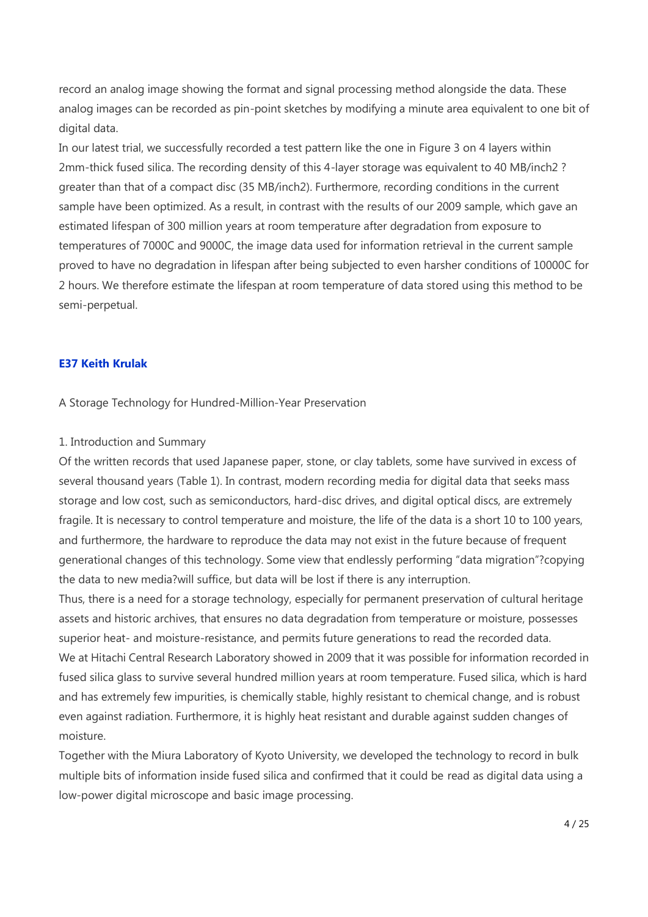record an analog image showing the format and signal processing method alongside the data. These analog images can be recorded as pin-point sketches by modifying a minute area equivalent to one bit of digital data.

In our latest trial, we successfully recorded a test pattern like the one in Figure 3 on 4 layers within 2mm-thick fused silica. The recording density of this 4-layer storage was equivalent to 40 MB/inch2 ? greater than that of a compact disc (35 MB/inch2). Furthermore, recording conditions in the current sample have been optimized. As a result, in contrast with the results of our 2009 sample, which gave an estimated lifespan of 300 million years at room temperature after degradation from exposure to temperatures of 7000C and 9000C, the image data used for information retrieval in the current sample proved to have no degradation in lifespan after being subjected to even harsher conditions of 10000C for 2 hours. We therefore estimate the lifespan at room temperature of data stored using this method to be semi-perpetual.

**E37 Keith Krulak**

A Storage Technology for Hundred-Million-Year Preservation

1. Introduction and Summary

Of the written records that used Japanese paper, stone, or clay tablets, some have survived in excess of several thousand years (Table 1). In contrast, modern recording media for digital data that seeks mass storage and low cost, such as semiconductors, hard-disc drives, and digital optical discs, are extremely fragile. It is necessary to control temperature and moisture, the life of the data is a short 10 to 100 years, and furthermore, the hardware to reproduce the data may not exist in the future because of frequent generational changes of this technology. Some view that endlessly performing "data migration"?copying the data to new media?will suffice, but data will be lost if there is any interruption.

Thus, there is a need for a storage technology, especially for permanent preservation of cultural heritage assets and historic archives, that ensures no data degradation from temperature or moisture, possesses superior heat- and moisture-resistance, and permits future generations to read the recorded data.

We at Hitachi Central Research Laboratory showed in 2009 that it was possible for information recorded in fused silica glass to survive several hundred million years at room temperature. Fused silica, which is hard and has extremely few impurities, is chemically stable, highly resistant to chemical change, and is robust even against radiation. Furthermore, it is highly heat resistant and durable against sudden changes of moisture.

Together with the Miura Laboratory of Kyoto University, we developed the technology to record in bulk multiple bits of information inside fused silica and confirmed that it could be read as digital data using a low-power digital microscope and basic image processing.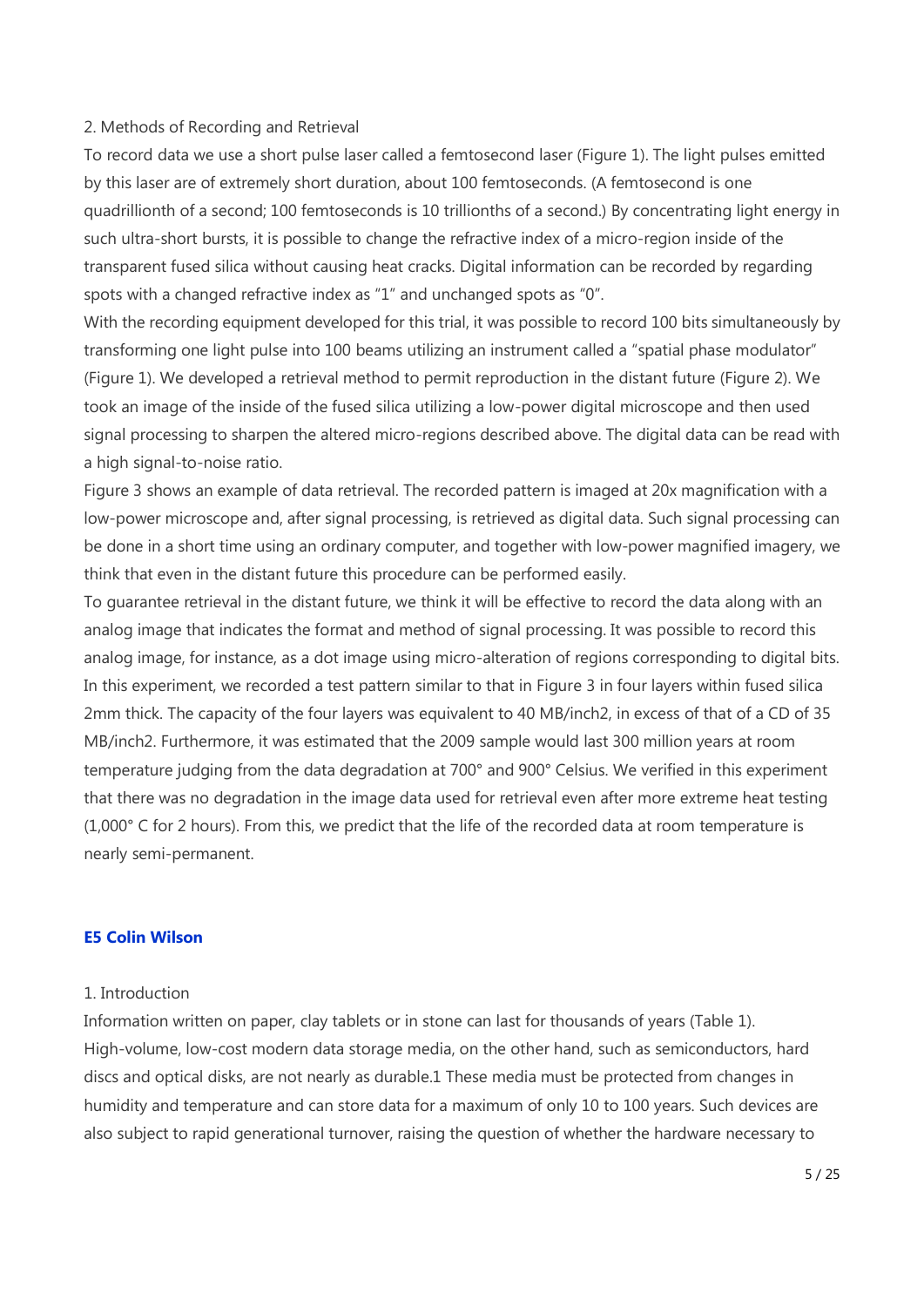2. Methods of Recording and Retrieval

To record data we use a short pulse laser called a femtosecond laser (Figure 1). The light pulses emitted by this laser are of extremely short duration, about 100 femtoseconds. (A femtosecond is one quadrillionth of a second; 100 femtoseconds is 10 trillionths of a second.) By concentrating light energy in such ultra-short bursts, it is possible to change the refractive index of a micro-region inside of the transparent fused silica without causing heat cracks. Digital information can be recorded by regarding spots with a changed refractive index as "1" and unchanged spots as "0".

With the recording equipment developed for this trial, it was possible to record 100 bits simultaneously by transforming one light pulse into 100 beams utilizing an instrument called a "spatial phase modulator" (Figure 1). We developed a retrieval method to permit reproduction in the distant future (Figure 2). We took an image of the inside of the fused silica utilizing a low-power digital microscope and then used signal processing to sharpen the altered micro-regions described above. The digital data can be read with a high signal-to-noise ratio.

Figure 3 shows an example of data retrieval. The recorded pattern is imaged at 20x magnification with a low-power microscope and, after signal processing, is retrieved as digital data. Such signal processing can be done in a short time using an ordinary computer, and together with low-power magnified imagery, we think that even in the distant future this procedure can be performed easily.

To guarantee retrieval in the distant future, we think it will be effective to record the data along with an analog image that indicates the format and method of signal processing. It was possible to record this analog image, for instance, as a dot image using micro-alteration of regions corresponding to digital bits. In this experiment, we recorded a test pattern similar to that in Figure 3 in four layers within fused silica 2mm thick. The capacity of the four layers was equivalent to 40 MB/inch2, in excess of that of a CD of 35 MB/inch2. Furthermore, it was estimated that the 2009 sample would last 300 million years at room temperature judging from the data degradation at 700° and 900° Celsius. We verified in this experiment that there was no degradation in the image data used for retrieval even after more extreme heat testing (1,000° C for 2 hours). From this, we predict that the life of the recorded data at room temperature is nearly semi-permanent.

## E5 Colin Wilson

1. Introduction

Information written on paper, clay tablets or in stone can last for thousands of years (Table 1). High-volume, low-cost modern data storage media, on the other hand, such as semiconductors, hard discs and optical disks, are not nearly as durable.[1] These media must be protected from changes in humidity and temperature and can store data for a maximum of only 10 to 100 years. Such devices are also subject to rapid generational turnover, raising the question of whether the hardware necessary to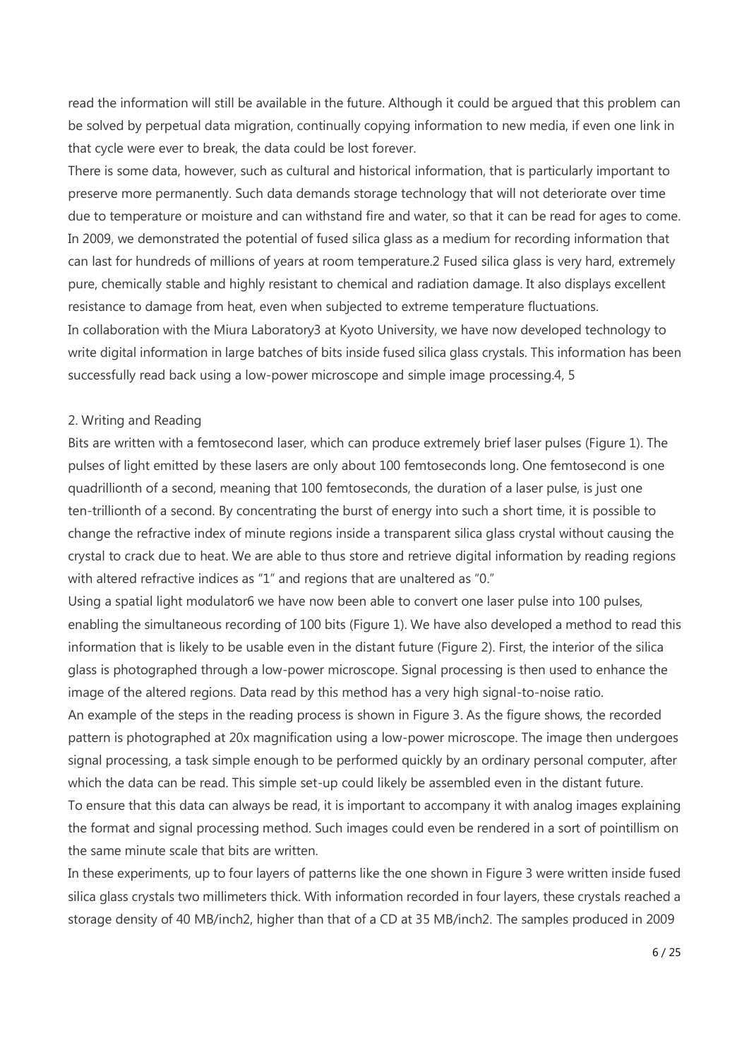read the information will still be available in the future. Although it could be argued that this problem can be solved by perpetual data migration, continually copying information to new media, if even one link in that cycle were ever to break, the data could be lost forever.

There is some data, however, such as cultural and historical information, that is particularly important to preserve more permanently. Such data demands storage technology that will not deteriorate over time due to temperature or moisture and can withstand fire and water, so that it can be read for ages to come.

In 2009, we demonstrated the potential of fused silica glass as a medium for recording information that can last for hundreds of millions of years at room temperature.[2] Fused silica glass is very hard, extremely pure, chemically stable and highly resistant to chemical and radiation damage. It also displays excellent resistance to damage from heat, even when subjected to extreme temperature fluctuations.

In collaboration with the Miura Laboratory[3] at Kyoto University, we have now developed technology to write digital information in large batches of bits inside fused silica glass crystals. This information has been successfully read back using a low-power microscope and simple image processing.[4, 5]

## 2. Writing and Reading

Bits are written with a femtosecond laser, which can produce extremely brief laser pulses (Figure 1). The pulses of light emitted by these lasers are only about 100 femtoseconds long. One femtosecond is one quadrillionth of a second, meaning that 100 femtoseconds, the duration of a laser pulse, is just one ten-trillionth of a second. By concentrating the burst of energy into such a short time, it is possible to change the refractive index of minute regions inside a transparent silica glass crystal without causing the crystal to crack due to heat. We are able to thus store and retrieve digital information by reading regions with altered refractive indices as "1" and regions that are unaltered as "0."

Using a spatial light modulator[6] we have now been able to convert one laser pulse into 100 pulses, enabling the simultaneous recording of 100 bits (Figure 1). We have also developed a method to read this information that is likely to be usable even in the distant future (Figure 2). First, the interior of the silica glass is photographed through a low-power microscope. Signal processing is then used to enhance the image of the altered regions. Data read by this method has a very high signal-to-noise ratio.

An example of the steps in the reading process is shown in Figure 3. As the figure shows, the recorded pattern is photographed at 20x magnification using a low-power microscope. The image then undergoes signal processing, a task simple enough to be performed quickly by an ordinary personal computer, after which the data can be read. This simple set-up could likely be assembled even in the distant future.

To ensure that this data can always be read, it is important to accompany it with analog images explaining the format and signal processing method. Such images could even be rendered in a sort of pointillism on the same minute scale that bits are written.

In these experiments, up to four layers of patterns like the one shown in Figure 3 were written inside fused silica glass crystals two millimeters thick. With information recorded in four layers, these crystals reached a storage density of 40 MB/inch$^2$, higher than that of a CD at 35 MB/inch$^2$. The samples produced in 2009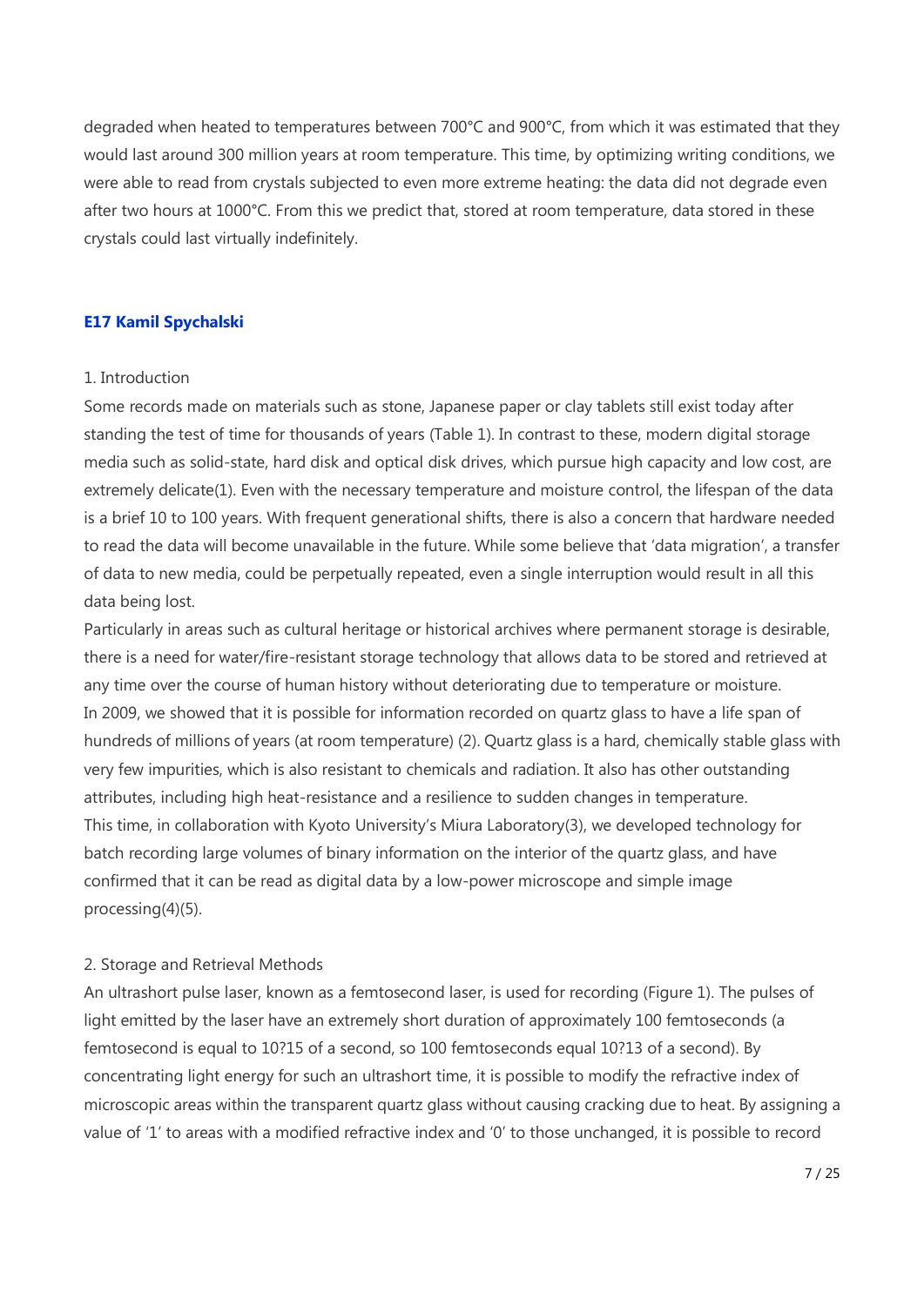degraded when heated to temperatures between 700°C and 900°C, from which it was estimated that they would last around 300 million years at room temperature. This time, by optimizing writing conditions, we were able to read from crystals subjected to even more extreme heating: the data did not degrade even after two hours at 1000°C. From this we predict that, stored at room temperature, data stored in these crystals could last virtually indefinitely.

### E17 Kamil Spychalski

1. Introduction

Some records made on materials such as stone, Japanese paper or clay tablets still exist today after standing the test of time for thousands of years (Table 1). In contrast to these, modern digital storage media such as solid-state, hard disk and optical disk drives, which pursue high capacity and low cost, are extremely delicate(1). Even with the necessary temperature and moisture control, the lifespan of the data is a brief 10 to 100 years. With frequent generational shifts, there is also a concern that hardware needed to read the data will become unavailable in the future. While some believe that 'data migration', a transfer of data to new media, could be perpetually repeated, even a single interruption would result in all this data being lost.

Particularly in areas such as cultural heritage or historical archives where permanent storage is desirable, there is a need for water/fire-resistant storage technology that allows data to be stored and retrieved at any time over the course of human history without deteriorating due to temperature or moisture.

In 2009, we showed that it is possible for information recorded on quartz glass to have a life span of hundreds of millions of years (at room temperature) (2). Quartz glass is a hard, chemically stable glass with very few impurities, which is also resistant to chemicals and radiation. It also has other outstanding attributes, including high heat-resistance and a resilience to sudden changes in temperature.

This time, in collaboration with Kyoto University's Miura Laboratory(3), we developed technology for batch recording large volumes of binary information on the interior of the quartz glass, and have confirmed that it can be read as digital data by a low-power microscope and simple image processing(4)(5).

2. Storage and Retrieval Methods

An ultrashort pulse laser, known as a femtosecond laser, is used for recording (Figure 1). The pulses of light emitted by the laser have an extremely short duration of approximately 100 femtoseconds (a femtosecond is equal to 10?15 of a second, so 100 femtoseconds equal 10?13 of a second). By concentrating light energy for such an ultrashort time, it is possible to modify the refractive index of microscopic areas within the transparent quartz glass without causing cracking due to heat. By assigning a value of '1' to areas with a modified refractive index and '0' to those unchanged, it is possible to record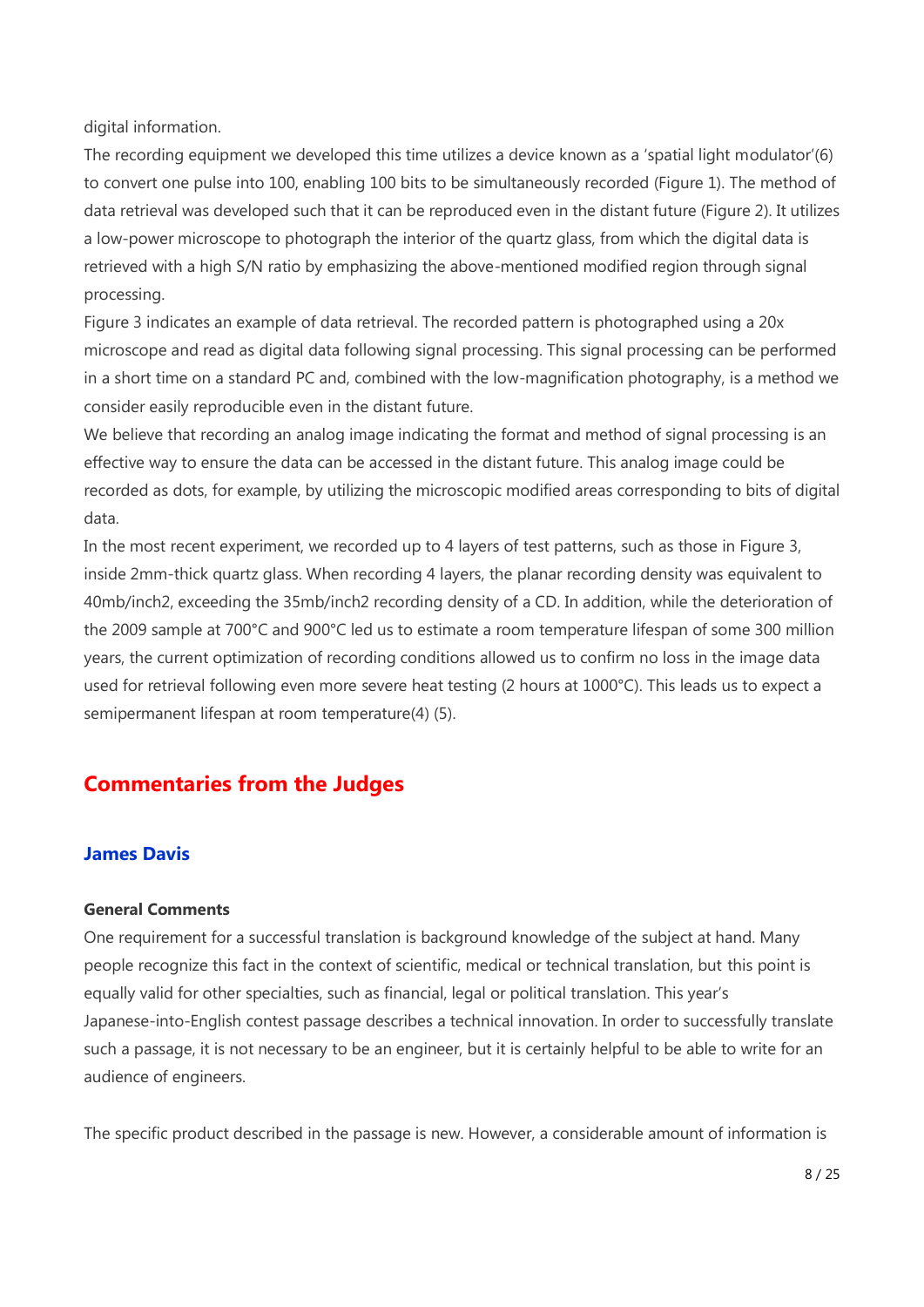digital information.

The recording equipment we developed this time utilizes a device known as a 'spatial light modulator'(6) to convert one pulse into 100, enabling 100 bits to be simultaneously recorded (Figure 1). The method of data retrieval was developed such that it can be reproduced even in the distant future (Figure 2). It utilizes a low-power microscope to photograph the interior of the quartz glass, from which the digital data is retrieved with a high S/N ratio by emphasizing the above-mentioned modified region through signal processing.

Figure 3 indicates an example of data retrieval. The recorded pattern is photographed using a 20x microscope and read as digital data following signal processing. This signal processing can be performed in a short time on a standard PC and, combined with the low-magnification photography, is a method we consider easily reproducible even in the distant future.

We believe that recording an analog image indicating the format and method of signal processing is an effective way to ensure the data can be accessed in the distant future. This analog image could be recorded as dots, for example, by utilizing the microscopic modified areas corresponding to bits of digital data.

In the most recent experiment, we recorded up to 4 layers of test patterns, such as those in Figure 3, inside 2mm-thick quartz glass. When recording 4 layers, the planar recording density was equivalent to 40mb/inch2, exceeding the 35mb/inch2 recording density of a CD. In addition, while the deterioration of the 2009 sample at 700°C and 900°C led us to estimate a room temperature lifespan of some 300 million years, the current optimization of recording conditions allowed us to confirm no loss in the image data used for retrieval following even more severe heat testing (2 hours at 1000°C). This leads us to expect a semipermanent lifespan at room temperature(4) (5).

## Commentaries from the Judges

### James Davis

**General Comments**

One requirement for a successful translation is background knowledge of the subject at hand. Many people recognize this fact in the context of scientific, medical or technical translation, but this point is equally valid for other specialties, such as financial, legal or political translation. This year's Japanese-into-English contest passage describes a technical innovation. In order to successfully translate such a passage, it is not necessary to be an engineer, but it is certainly helpful to be able to write for an audience of engineers.

The specific product described in the passage is new. However, a considerable amount of information is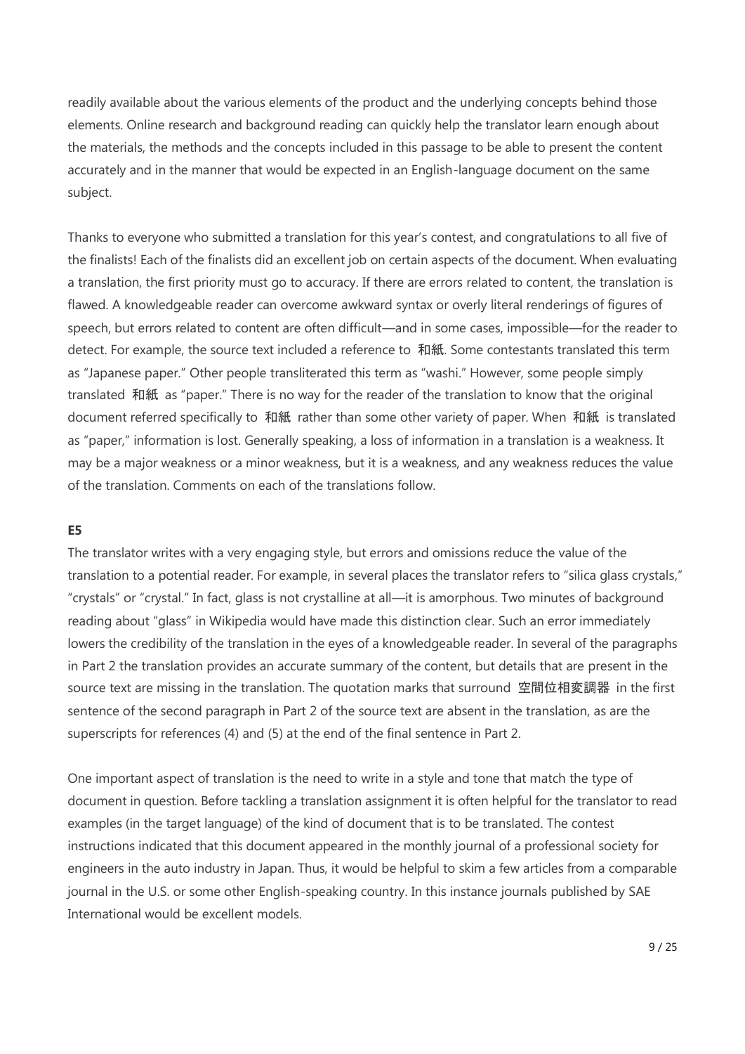readily available about the various elements of the product and the underlying concepts behind those elements. Online research and background reading can quickly help the translator learn enough about the materials, the methods and the concepts included in this passage to be able to present the content accurately and in the manner that would be expected in an English-language document on the same subject.

Thanks to everyone who submitted a translation for this year's contest, and congratulations to all five of the finalists! Each of the finalists did an excellent job on certain aspects of the document. When evaluating a translation, the first priority must go to accuracy. If there are errors related to content, the translation is flawed. A knowledgeable reader can overcome awkward syntax or overly literal renderings of figures of speech, but errors related to content are often difficult—and in some cases, impossible—for the reader to detect. For example, the source text included a reference to 和紙. Some contestants translated this term as "Japanese paper." Other people transliterated this term as "washi." However, some people simply translated 和紙 as "paper." There is no way for the reader of the translation to know that the original document referred specifically to 和紙 rather than some other variety of paper. When 和紙 is translated as "paper," information is lost. Generally speaking, a loss of information in a translation is a weakness. It may be a major weakness or a minor weakness, but it is a weakness, and any weakness reduces the value of the translation. Comments on each of the translations follow.

**E5**

The translator writes with a very engaging style, but errors and omissions reduce the value of the translation to a potential reader. For example, in several places the translator refers to "silica glass crystals," "crystals" or "crystal." In fact, glass is not crystalline at all—it is amorphous. Two minutes of background reading about "glass" in Wikipedia would have made this distinction clear. Such an error immediately lowers the credibility of the translation in the eyes of a knowledgeable reader. In several of the paragraphs in Part 2 the translation provides an accurate summary of the content, but details that are present in the source text are missing in the translation. The quotation marks that surround 空間位相変調器 in the first sentence of the second paragraph in Part 2 of the source text are absent in the translation, as are the superscripts for references (4) and (5) at the end of the final sentence in Part 2.

One important aspect of translation is the need to write in a style and tone that match the type of document in question. Before tackling a translation assignment it is often helpful for the translator to read examples (in the target language) of the kind of document that is to be translated. The contest instructions indicated that this document appeared in the monthly journal of a professional society for engineers in the auto industry in Japan. Thus, it would be helpful to skim a few articles from a comparable journal in the U.S. or some other English-speaking country. In this instance journals published by SAE International would be excellent models.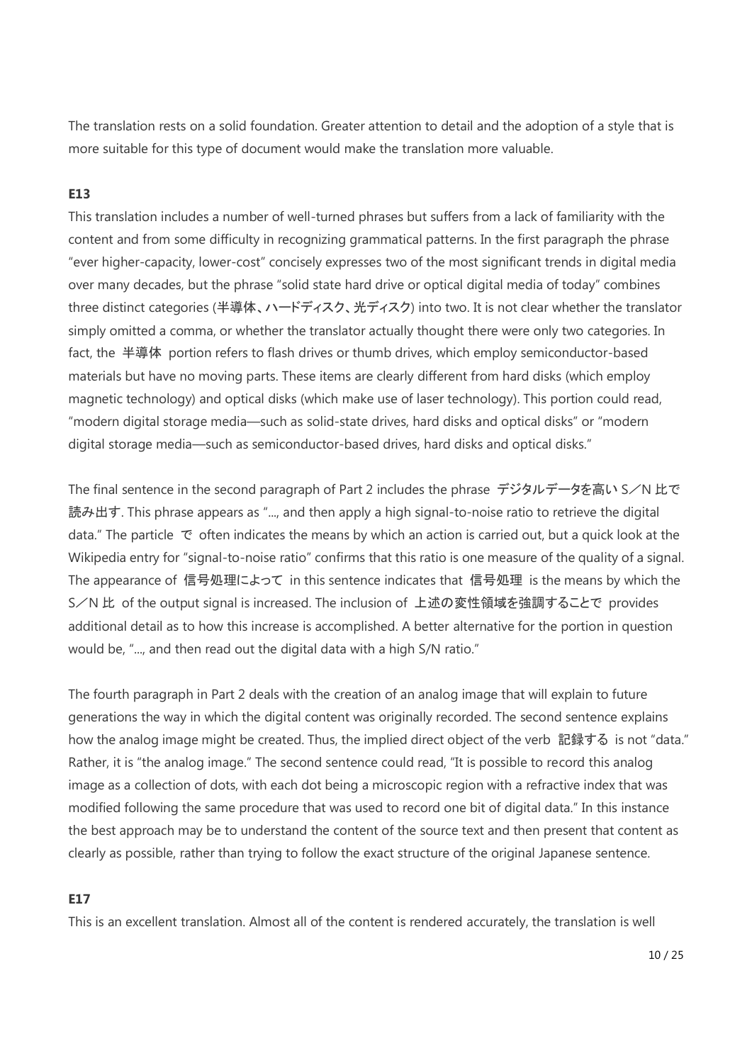The translation rests on a solid foundation. Greater attention to detail and the adoption of a style that is more suitable for this type of document would make the translation more valuable.

**E13**

This translation includes a number of well-turned phrases but suffers from a lack of familiarity with the content and from some difficulty in recognizing grammatical patterns. In the first paragraph the phrase "ever higher-capacity, lower-cost" concisely expresses two of the most significant trends in digital media over many decades, but the phrase "solid state hard drive or optical digital media of today" combines three distinct categories (半導体、ハードディスク、光ディスク) into two. It is not clear whether the translator simply omitted a comma, or whether the translator actually thought there were only two categories. In fact, the 半導体 portion refers to flash drives or thumb drives, which employ semiconductor-based materials but have no moving parts. These items are clearly different from hard disks (which employ magnetic technology) and optical disks (which make use of laser technology). This portion could read, "modern digital storage media—such as solid-state drives, hard disks and optical disks" or "modern digital storage media—such as semiconductor-based drives, hard disks and optical disks."

The final sentence in the second paragraph of Part 2 includes the phrase デジタルデータを高い S／N 比で読み出す. This phrase appears as "..., and then apply a high signal-to-noise ratio to retrieve the digital data." The particle で often indicates the means by which an action is carried out, but a quick look at the Wikipedia entry for "signal-to-noise ratio" confirms that this ratio is one measure of the quality of a signal. The appearance of 信号処理によって in this sentence indicates that 信号処理 is the means by which the S／N 比 of the output signal is increased. The inclusion of 上述の変性領域を強調することで provides additional detail as to how this increase is accomplished. A better alternative for the portion in question would be, "..., and then read out the digital data with a high S/N ratio."

The fourth paragraph in Part 2 deals with the creation of an analog image that will explain to future generations the way in which the digital content was originally recorded. The second sentence explains how the analog image might be created. Thus, the implied direct object of the verb 記録する is not "data." Rather, it is "the analog image." The second sentence could read, "It is possible to record this analog image as a collection of dots, with each dot being a microscopic region with a refractive index that was modified following the same procedure that was used to record one bit of digital data." In this instance the best approach may be to understand the content of the source text and then present that content as clearly as possible, rather than trying to follow the exact structure of the original Japanese sentence.

**E17**

This is an excellent translation. Almost all of the content is rendered accurately, the translation is well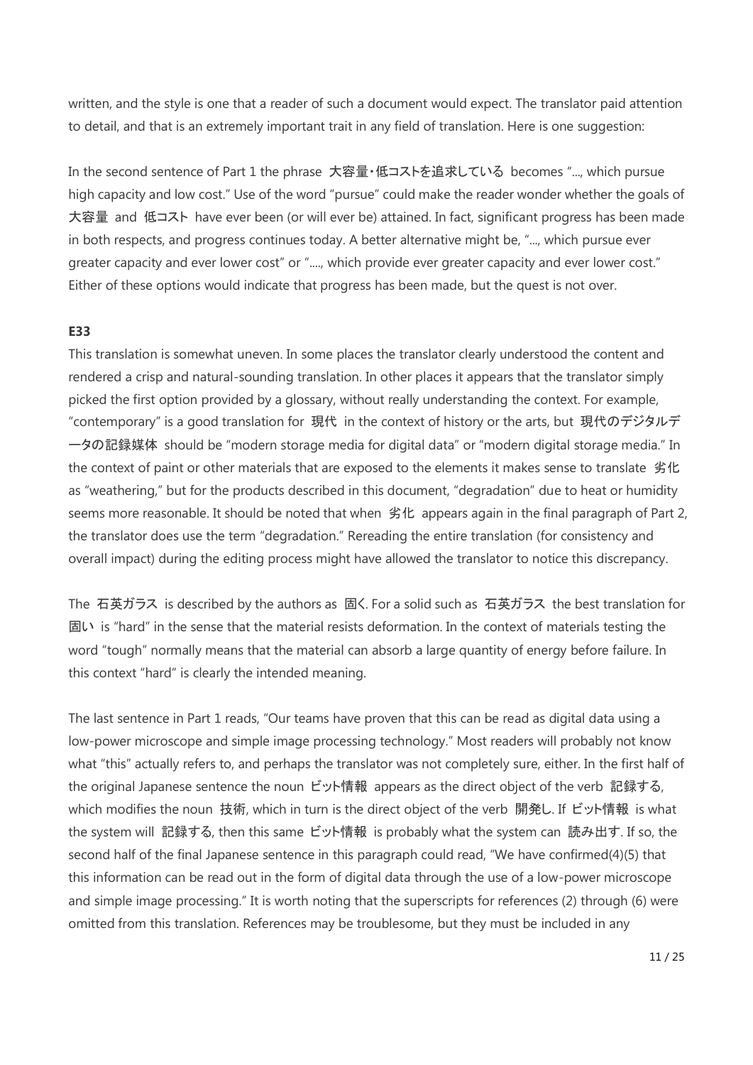written, and the style is one that a reader of such a document would expect. The translator paid attention to detail, and that is an extremely important trait in any field of translation. Here is one suggestion:

In the second sentence of Part 1 the phrase 大容量・低コストを追求している becomes "..., which pursue high capacity and low cost." Use of the word "pursue" could make the reader wonder whether the goals of 大容量 and 低コスト have ever been (or will ever be) attained. In fact, significant progress has been made in both respects, and progress continues today. A better alternative might be, "..., which pursue ever greater capacity and ever lower cost" or "...., which provide ever greater capacity and ever lower cost." Either of these options would indicate that progress has been made, but the quest is not over.

**E33**

This translation is somewhat uneven. In some places the translator clearly understood the content and rendered a crisp and natural-sounding translation. In other places it appears that the translator simply picked the first option provided by a glossary, without really understanding the context. For example, "contemporary" is a good translation for 現代 in the context of history or the arts, but 現代のデジタルデータの記録媒体 should be "modern storage media for digital data" or "modern digital storage media." In the context of paint or other materials that are exposed to the elements it makes sense to translate 劣化 as "weathering," but for the products described in this document, "degradation" due to heat or humidity seems more reasonable. It should be noted that when 劣化 appears again in the final paragraph of Part 2, the translator does use the term "degradation." Rereading the entire translation (for consistency and overall impact) during the editing process might have allowed the translator to notice this discrepancy.

The 石英ガラス is described by the authors as 固く. For a solid such as 石英ガラス the best translation for 固い is "hard" in the sense that the material resists deformation. In the context of materials testing the word "tough" normally means that the material can absorb a large quantity of energy before failure. In this context "hard" is clearly the intended meaning.

The last sentence in Part 1 reads, "Our teams have proven that this can be read as digital data using a low-power microscope and simple image processing technology." Most readers will probably not know what "this" actually refers to, and perhaps the translator was not completely sure, either. In the first half of the original Japanese sentence the noun ビット情報 appears as the direct object of the verb 記録する, which modifies the noun 技術, which in turn is the direct object of the verb 開発し. If ビット情報 is what the system will 記録する, then this same ビット情報 is probably what the system can 読み出す. If so, the second half of the final Japanese sentence in this paragraph could read, "We have confirmed(4)(5) that this information can be read out in the form of digital data through the use of a low-power microscope and simple image processing." It is worth noting that the superscripts for references (2) through (6) were omitted from this translation. References may be troublesome, but they must be included in any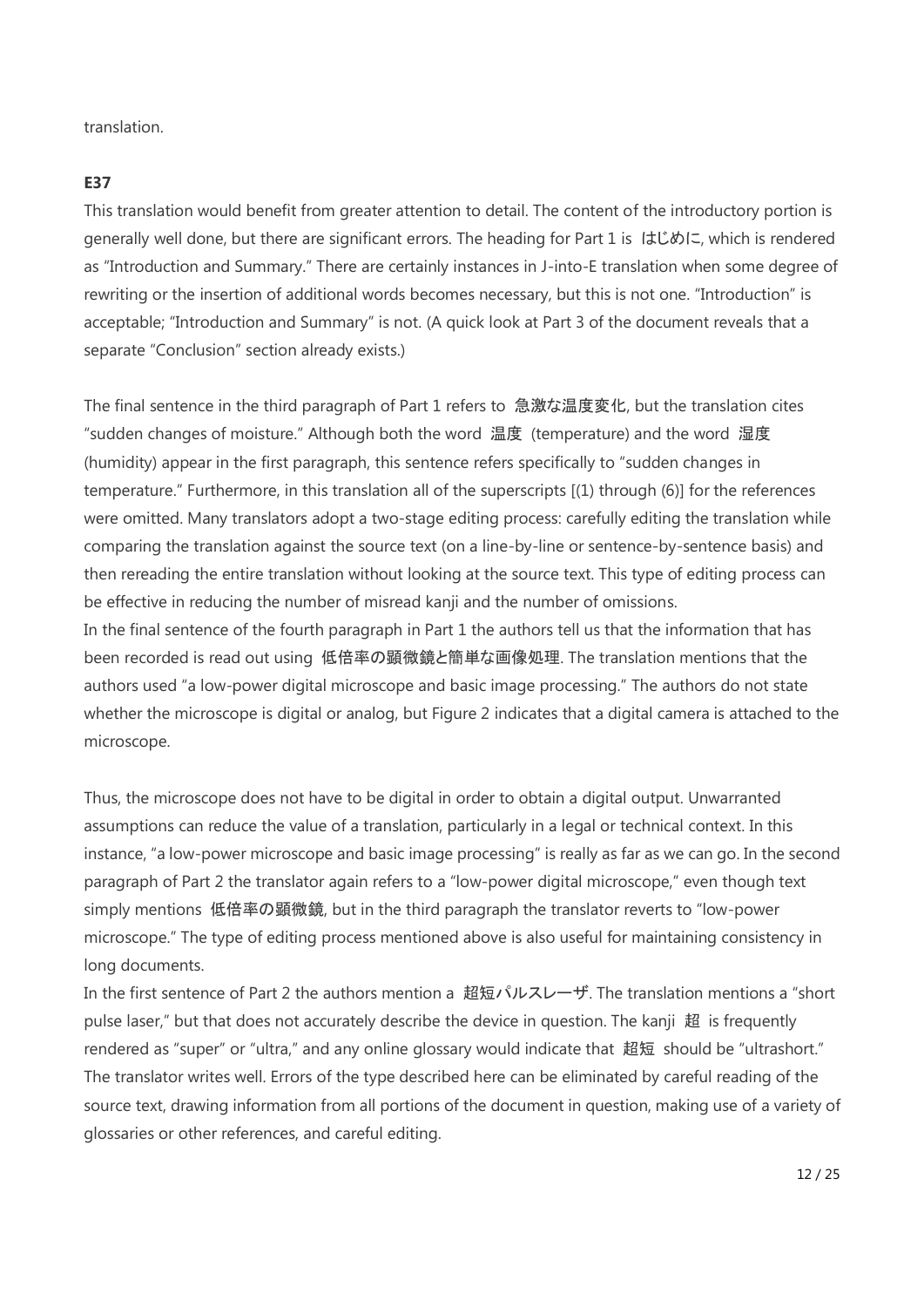translation.

**E37**

This translation would benefit from greater attention to detail. The content of the introductory portion is generally well done, but there are significant errors. The heading for Part 1 is はじめに, which is rendered as "Introduction and Summary." There are certainly instances in J-into-E translation when some degree of rewriting or the insertion of additional words becomes necessary, but this is not one. "Introduction" is acceptable; "Introduction and Summary" is not. (A quick look at Part 3 of the document reveals that a separate "Conclusion" section already exists.)

The final sentence in the third paragraph of Part 1 refers to 急激な温度変化, but the translation cites "sudden changes of moisture." Although both the word 温度 (temperature) and the word 湿度 (humidity) appear in the first paragraph, this sentence refers specifically to "sudden changes in temperature." Furthermore, in this translation all of the superscripts [(1) through (6)] for the references were omitted. Many translators adopt a two-stage editing process: carefully editing the translation while comparing the translation against the source text (on a line-by-line or sentence-by-sentence basis) and then rereading the entire translation without looking at the source text. This type of editing process can be effective in reducing the number of misread kanji and the number of omissions.
In the final sentence of the fourth paragraph in Part 1 the authors tell us that the information that has been recorded is read out using 低倍率の顕微鏡と簡単な画像処理. The translation mentions that the authors used "a low-power digital microscope and basic image processing." The authors do not state whether the microscope is digital or analog, but Figure 2 indicates that a digital camera is attached to the microscope.

Thus, the microscope does not have to be digital in order to obtain a digital output. Unwarranted assumptions can reduce the value of a translation, particularly in a legal or technical context. In this instance, "a low-power microscope and basic image processing" is really as far as we can go. In the second paragraph of Part 2 the translator again refers to a "low-power digital microscope," even though text simply mentions 低倍率の顕微鏡, but in the third paragraph the translator reverts to "low-power microscope." The type of editing process mentioned above is also useful for maintaining consistency in long documents.
In the first sentence of Part 2 the authors mention a 超短パルスレーザ. The translation mentions a "short pulse laser," but that does not accurately describe the device in question. The kanji 超 is frequently rendered as "super" or "ultra," and any online glossary would indicate that 超短 should be "ultrashort." The translator writes well. Errors of the type described here can be eliminated by careful reading of the source text, drawing information from all portions of the document in question, making use of a variety of glossaries or other references, and careful editing.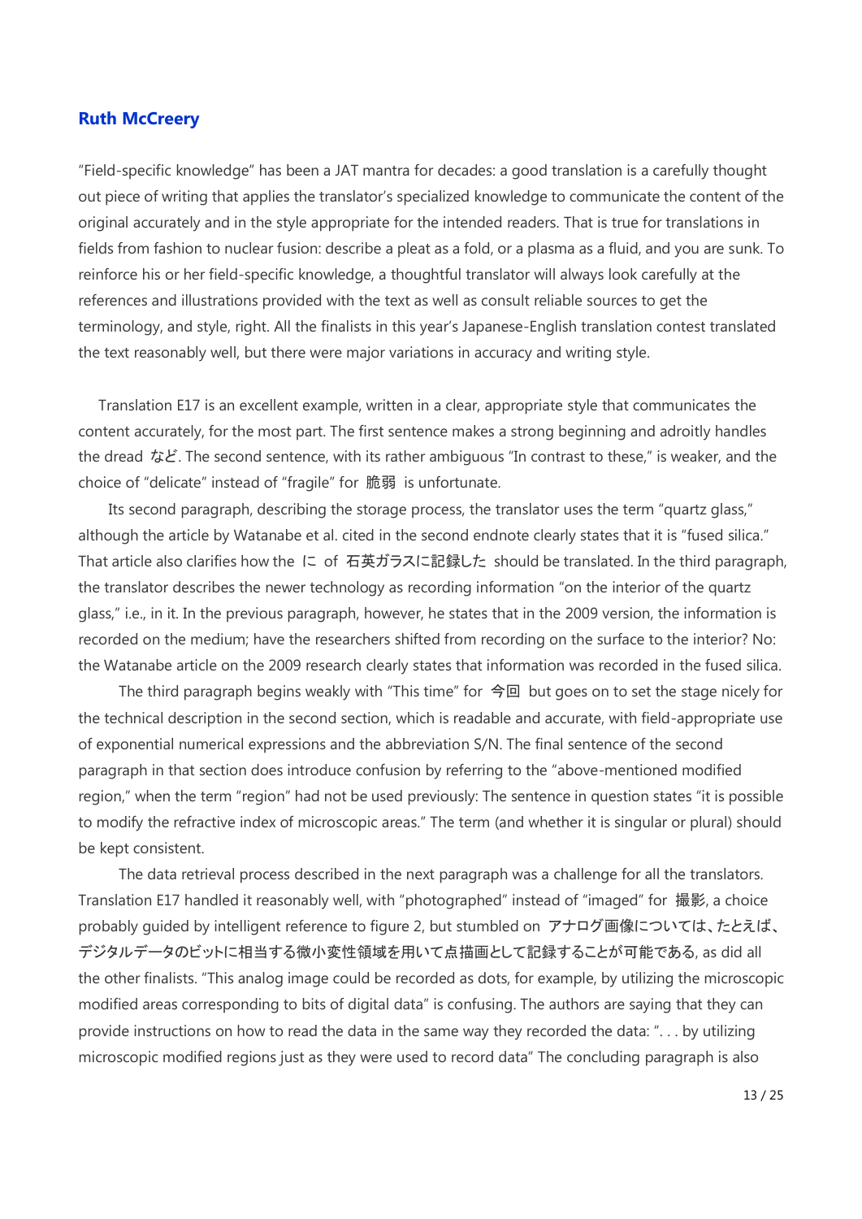## Ruth McCreery

"Field-specific knowledge" has been a JAT mantra for decades: a good translation is a carefully thought out piece of writing that applies the translator's specialized knowledge to communicate the content of the original accurately and in the style appropriate for the intended readers. That is true for translations in fields from fashion to nuclear fusion: describe a pleat as a fold, or a plasma as a fluid, and you are sunk. To reinforce his or her field-specific knowledge, a thoughtful translator will always look carefully at the references and illustrations provided with the text as well as consult reliable sources to get the terminology, and style, right. All the finalists in this year's Japanese-English translation contest translated the text reasonably well, but there were major variations in accuracy and writing style.

Translation E17 is an excellent example, written in a clear, appropriate style that communicates the content accurately, for the most part. The first sentence makes a strong beginning and adroitly handles the dread など. The second sentence, with its rather ambiguous "In contrast to these," is weaker, and the choice of "delicate" instead of "fragile" for 脆弱 is unfortunate.

Its second paragraph, describing the storage process, the translator uses the term "quartz glass," although the article by Watanabe et al. cited in the second endnote clearly states that it is "fused silica." That article also clarifies how the に of 石英ガラスに記録した should be translated. In the third paragraph, the translator describes the newer technology as recording information "on the interior of the quartz glass," i.e., in it. In the previous paragraph, however, he states that in the 2009 version, the information is recorded on the medium; have the researchers shifted from recording on the surface to the interior? No: the Watanabe article on the 2009 research clearly states that information was recorded in the fused silica.

The third paragraph begins weakly with "This time" for 今回 but goes on to set the stage nicely for the technical description in the second section, which is readable and accurate, with field-appropriate use of exponential numerical expressions and the abbreviation S/N. The final sentence of the second paragraph in that section does introduce confusion by referring to the "above-mentioned modified region," when the term "region" had not be used previously: The sentence in question states "it is possible to modify the refractive index of microscopic areas." The term (and whether it is singular or plural) should be kept consistent.

The data retrieval process described in the next paragraph was a challenge for all the translators. Translation E17 handled it reasonably well, with "photographed" instead of "imaged" for 撮影, a choice probably guided by intelligent reference to figure 2, but stumbled on アナログ画像については、たとえば、デジタルデータのビットに相当する微小変性領域を用いて点描画として記録することが可能である, as did all the other finalists. "This analog image could be recorded as dots, for example, by utilizing the microscopic modified areas corresponding to bits of digital data" is confusing. The authors are saying that they can provide instructions on how to read the data in the same way they recorded the data: ". . . by utilizing microscopic modified regions just as they were used to record data" The concluding paragraph is also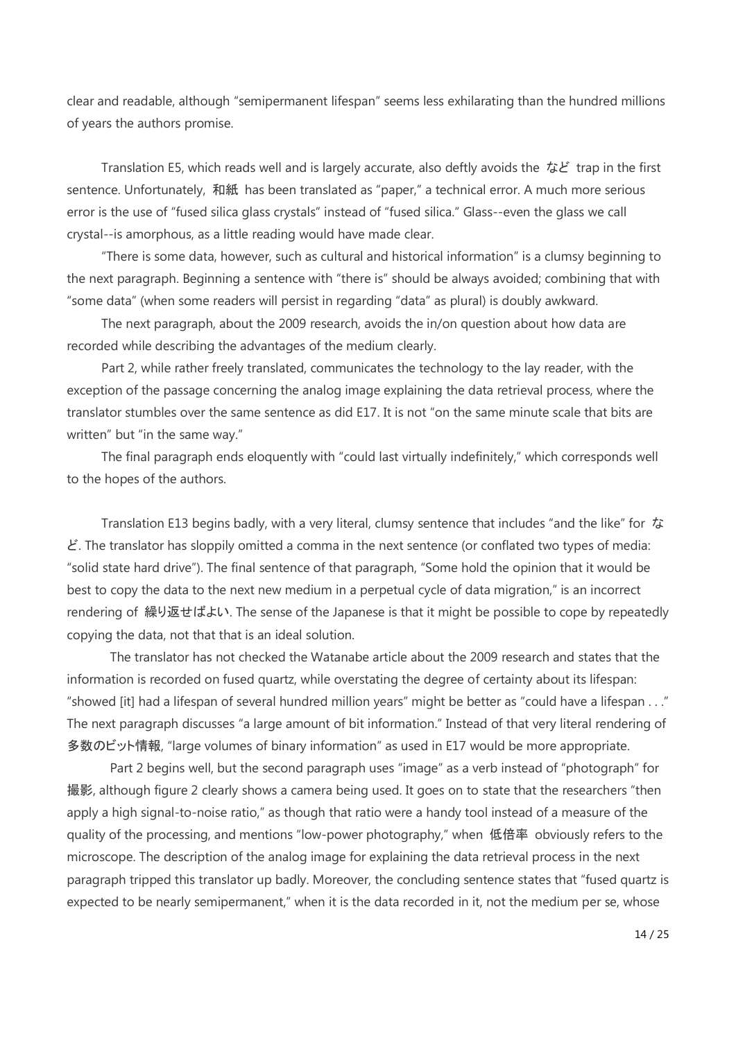clear and readable, although "semipermanent lifespan" seems less exhilarating than the hundred millions of years the authors promise.

Translation E5, which reads well and is largely accurate, also deftly avoids the など trap in the first sentence. Unfortunately, 和紙 has been translated as "paper," a technical error. A much more serious error is the use of "fused silica glass crystals" instead of "fused silica." Glass--even the glass we call crystal--is amorphous, as a little reading would have made clear.

"There is some data, however, such as cultural and historical information" is a clumsy beginning to the next paragraph. Beginning a sentence with "there is" should be always avoided; combining that with "some data" (when some readers will persist in regarding "data" as plural) is doubly awkward.

The next paragraph, about the 2009 research, avoids the in/on question about how data are recorded while describing the advantages of the medium clearly.

Part 2, while rather freely translated, communicates the technology to the lay reader, with the exception of the passage concerning the analog image explaining the data retrieval process, where the translator stumbles over the same sentence as did E17. It is not "on the same minute scale that bits are written" but "in the same way."

The final paragraph ends eloquently with "could last virtually indefinitely," which corresponds well to the hopes of the authors.

Translation E13 begins badly, with a very literal, clumsy sentence that includes "and the like" for など. The translator has sloppily omitted a comma in the next sentence (or conflated two types of media: "solid state hard drive"). The final sentence of that paragraph, "Some hold the opinion that it would be best to copy the data to the next new medium in a perpetual cycle of data migration," is an incorrect rendering of 繰り返せばよい. The sense of the Japanese is that it might be possible to cope by repeatedly copying the data, not that that is an ideal solution.

The translator has not checked the Watanabe article about the 2009 research and states that the information is recorded on fused quartz, while overstating the degree of certainty about its lifespan: "showed [it] had a lifespan of several hundred million years" might be better as "could have a lifespan . . ." The next paragraph discusses "a large amount of bit information." Instead of that very literal rendering of 多数のビット情報, "large volumes of binary information" as used in E17 would be more appropriate.

Part 2 begins well, but the second paragraph uses "image" as a verb instead of "photograph" for 撮影, although figure 2 clearly shows a camera being used. It goes on to state that the researchers "then apply a high signal-to-noise ratio," as though that ratio were a handy tool instead of a measure of the quality of the processing, and mentions "low-power photography," when 低倍率 obviously refers to the microscope. The description of the analog image for explaining the data retrieval process in the next paragraph tripped this translator up badly. Moreover, the concluding sentence states that "fused quartz is expected to be nearly semipermanent," when it is the data recorded in it, not the medium per se, whose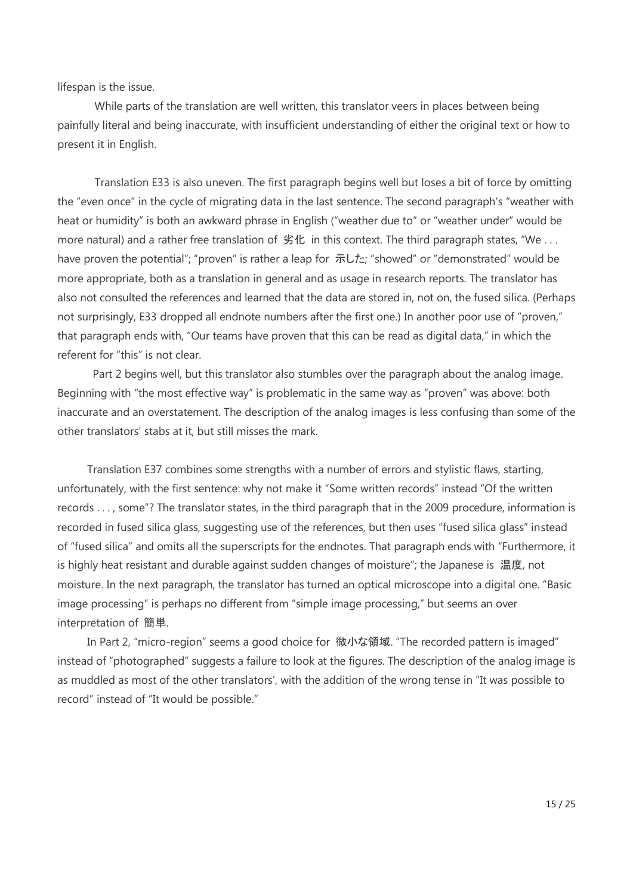lifespan is the issue.

While parts of the translation are well written, this translator veers in places between being painfully literal and being inaccurate, with insufficient understanding of either the original text or how to present it in English.

Translation E33 is also uneven. The first paragraph begins well but loses a bit of force by omitting the "even once" in the cycle of migrating data in the last sentence. The second paragraph's "weather with heat or humidity" is both an awkward phrase in English ("weather due to" or "weather under" would be more natural) and a rather free translation of 劣化 in this context. The third paragraph states, "We . . . have proven the potential"; "proven" is rather a leap for 示した; "showed" or "demonstrated" would be more appropriate, both as a translation in general and as usage in research reports. The translator has also not consulted the references and learned that the data are stored in, not on, the fused silica. (Perhaps not surprisingly, E33 dropped all endnote numbers after the first one.) In another poor use of "proven," that paragraph ends with, "Our teams have proven that this can be read as digital data," in which the referent for "this" is not clear.

Part 2 begins well, but this translator also stumbles over the paragraph about the analog image. Beginning with "the most effective way" is problematic in the same way as "proven" was above: both inaccurate and an overstatement. The description of the analog images is less confusing than some of the other translators' stabs at it, but still misses the mark.

Translation E37 combines some strengths with a number of errors and stylistic flaws, starting, unfortunately, with the first sentence: why not make it "Some written records" instead "Of the written records . . . , some"? The translator states, in the third paragraph that in the 2009 procedure, information is recorded in fused silica glass, suggesting use of the references, but then uses "fused silica glass" instead of "fused silica" and omits all the superscripts for the endnotes. That paragraph ends with "Furthermore, it is highly heat resistant and durable against sudden changes of moisture"; the Japanese is 温度, not moisture. In the next paragraph, the translator has turned an optical microscope into a digital one. "Basic image processing" is perhaps no different from "simple image processing," but seems an over interpretation of 簡単.

In Part 2, "micro-region" seems a good choice for 微小な領域. "The recorded pattern is imaged" instead of "photographed" suggests a failure to look at the figures. The description of the analog image is as muddled as most of the other translators', with the addition of the wrong tense in "It was possible to record" instead of "It would be possible."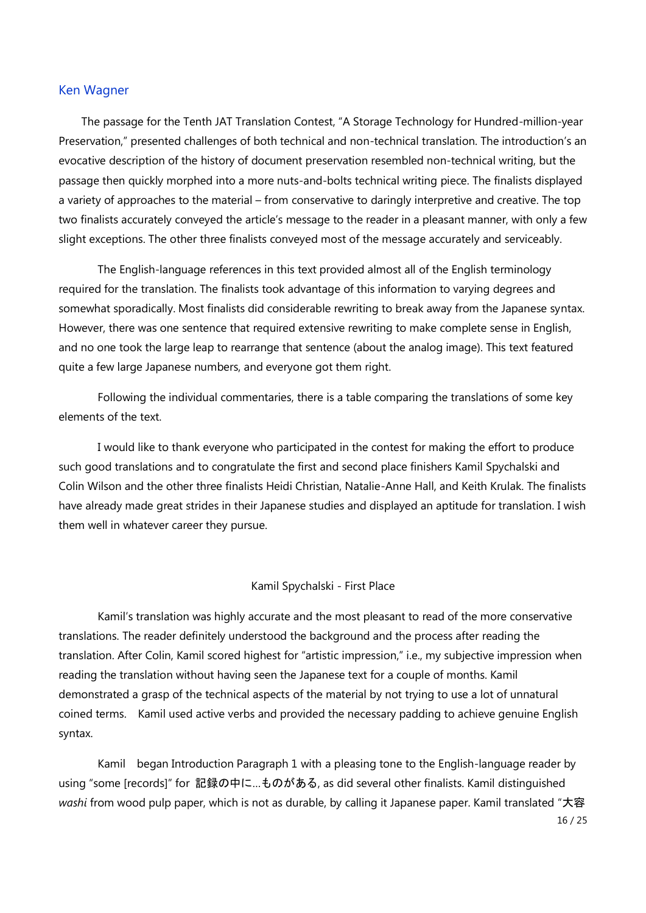## Ken Wagner

The passage for the Tenth JAT Translation Contest, "A Storage Technology for Hundred-million-year Preservation," presented challenges of both technical and non-technical translation. The introduction's an evocative description of the history of document preservation resembled non-technical writing, but the passage then quickly morphed into a more nuts-and-bolts technical writing piece. The finalists displayed a variety of approaches to the material – from conservative to daringly interpretive and creative. The top two finalists accurately conveyed the article's message to the reader in a pleasant manner, with only a few slight exceptions. The other three finalists conveyed most of the message accurately and serviceably.

The English-language references in this text provided almost all of the English terminology required for the translation. The finalists took advantage of this information to varying degrees and somewhat sporadically. Most finalists did considerable rewriting to break away from the Japanese syntax. However, there was one sentence that required extensive rewriting to make complete sense in English, and no one took the large leap to rearrange that sentence (about the analog image). This text featured quite a few large Japanese numbers, and everyone got them right.

Following the individual commentaries, there is a table comparing the translations of some key elements of the text.

I would like to thank everyone who participated in the contest for making the effort to produce such good translations and to congratulate the first and second place finishers Kamil Spychalski and Colin Wilson and the other three finalists Heidi Christian, Natalie-Anne Hall, and Keith Krulak. The finalists have already made great strides in their Japanese studies and displayed an aptitude for translation. I wish them well in whatever career they pursue.

### Kamil Spychalski - First Place

Kamil's translation was highly accurate and the most pleasant to read of the more conservative translations. The reader definitely understood the background and the process after reading the translation. After Colin, Kamil scored highest for "artistic impression," i.e., my subjective impression when reading the translation without having seen the Japanese text for a couple of months. Kamil demonstrated a grasp of the technical aspects of the material by not trying to use a lot of unnatural coined terms. Kamil used active verbs and provided the necessary padding to achieve genuine English syntax.

Kamil began Introduction Paragraph 1 with a pleasing tone to the English-language reader by using "some [records]" for 記録の中に…ものがある, as did several other finalists. Kamil distinguished *washi* from wood pulp paper, which is not as durable, by calling it Japanese paper. Kamil translated "大容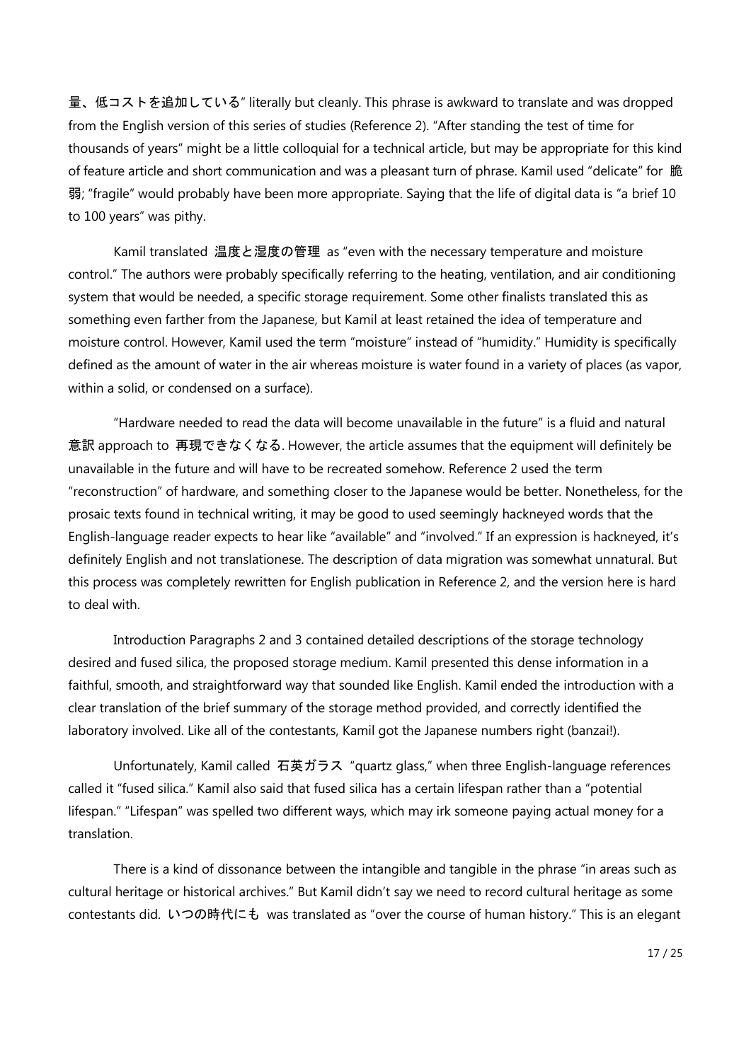量、低コストを追加している" literally but cleanly. This phrase is awkward to translate and was dropped from the English version of this series of studies (Reference 2). "After standing the test of time for thousands of years" might be a little colloquial for a technical article, but may be appropriate for this kind of feature article and short communication and was a pleasant turn of phrase. Kamil used "delicate" for 脆弱; "fragile" would probably have been more appropriate. Saying that the life of digital data is "a brief 10 to 100 years" was pithy.

Kamil translated 温度と湿度の管理 as "even with the necessary temperature and moisture control." The authors were probably specifically referring to the heating, ventilation, and air conditioning system that would be needed, a specific storage requirement. Some other finalists translated this as something even farther from the Japanese, but Kamil at least retained the idea of temperature and moisture control. However, Kamil used the term "moisture" instead of "humidity." Humidity is specifically defined as the amount of water in the air whereas moisture is water found in a variety of places (as vapor, within a solid, or condensed on a surface).

"Hardware needed to read the data will become unavailable in the future" is a fluid and natural 意訳 approach to 再現できなくなる. However, the article assumes that the equipment will definitely be unavailable in the future and will have to be recreated somehow. Reference 2 used the term "reconstruction" of hardware, and something closer to the Japanese would be better. Nonetheless, for the prosaic texts found in technical writing, it may be good to used seemingly hackneyed words that the English-language reader expects to hear like "available" and "involved." If an expression is hackneyed, it's definitely English and not translationese. The description of data migration was somewhat unnatural. But this process was completely rewritten for English publication in Reference 2, and the version here is hard to deal with.

Introduction Paragraphs 2 and 3 contained detailed descriptions of the storage technology desired and fused silica, the proposed storage medium. Kamil presented this dense information in a faithful, smooth, and straightforward way that sounded like English. Kamil ended the introduction with a clear translation of the brief summary of the storage method provided, and correctly identified the laboratory involved. Like all of the contestants, Kamil got the Japanese numbers right (banzai!).

Unfortunately, Kamil called 石英ガラス "quartz glass," when three English-language references called it "fused silica." Kamil also said that fused silica has a certain lifespan rather than a "potential lifespan." "Lifespan" was spelled two different ways, which may irk someone paying actual money for a translation.

There is a kind of dissonance between the intangible and tangible in the phrase "in areas such as cultural heritage or historical archives." But Kamil didn't say we need to record cultural heritage as some contestants did. いつの時代にも was translated as "over the course of human history." This is an elegant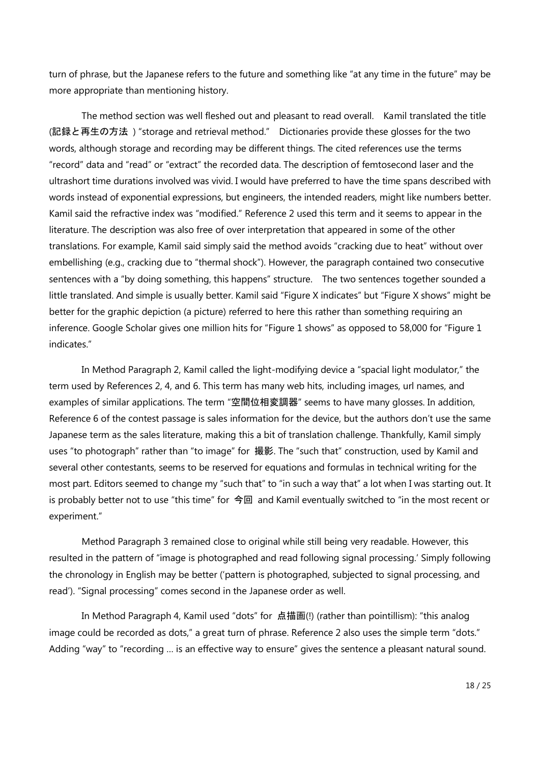turn of phrase, but the Japanese refers to the future and something like "at any time in the future" may be more appropriate than mentioning history.

The method section was well fleshed out and pleasant to read overall. Kamil translated the title (**記録と再生の方法**) "storage and retrieval method." Dictionaries provide these glosses for the two words, although storage and recording may be different things. The cited references use the terms "record" data and "read" or "extract" the recorded data. The description of femtosecond laser and the ultrashort time durations involved was vivid. I would have preferred to have the time spans described with words instead of exponential expressions, but engineers, the intended readers, might like numbers better. Kamil said the refractive index was "modified." Reference 2 used this term and it seems to appear in the literature. The description was also free of over interpretation that appeared in some of the other translations. For example, Kamil said simply said the method avoids "cracking due to heat" without over embellishing (e.g., cracking due to "thermal shock"). However, the paragraph contained two consecutive sentences with a "by doing something, this happens" structure. The two sentences together sounded a little translated. And simple is usually better. Kamil said "Figure X indicates" but "Figure X shows" might be better for the graphic depiction (a picture) referred to here this rather than something requiring an inference. Google Scholar gives one million hits for "Figure 1 shows" as opposed to 58,000 for "Figure 1 indicates."

In Method Paragraph 2, Kamil called the light-modifying device a "spacial light modulator," the term used by References 2, 4, and 6. This term has many web hits, including images, url names, and examples of similar applications. The term "**空間位相変調器**" seems to have many glosses. In addition, Reference 6 of the contest passage is sales information for the device, but the authors don't use the same Japanese term as the sales literature, making this a bit of translation challenge. Thankfully, Kamil simply uses "to photograph" rather than "to image" for **撮影**. The "such that" construction, used by Kamil and several other contestants, seems to be reserved for equations and formulas in technical writing for the most part. Editors seemed to change my "such that" to "in such a way that" a lot when I was starting out. It is probably better not to use "this time" for **今回** and Kamil eventually switched to "in the most recent or experiment."

Method Paragraph 3 remained close to original while still being very readable. However, this resulted in the pattern of "image is photographed and read following signal processing.' Simply following the chronology in English may be better ('pattern is photographed, subjected to signal processing, and read'). "Signal processing" comes second in the Japanese order as well.

In Method Paragraph 4, Kamil used "dots" for **点描画**(!) (rather than pointillism): "this analog image could be recorded as dots," a great turn of phrase. Reference 2 also uses the simple term "dots." Adding "way" to "recording … is an effective way to ensure" gives the sentence a pleasant natural sound.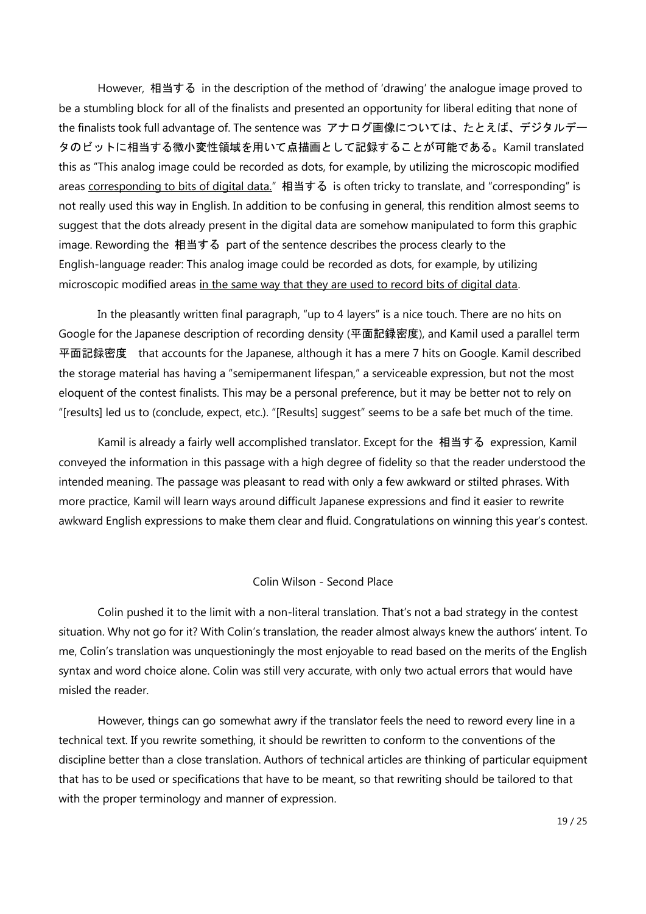However, 相当する in the description of the method of 'drawing' the analogue image proved to be a stumbling block for all of the finalists and presented an opportunity for liberal editing that none of the finalists took full advantage of. The sentence was アナログ画像については、たとえば、デジタルデータのビットに相当する微小変性領域を用いて点描画として記録することが可能である。Kamil translated this as "This analog image could be recorded as dots, for example, by utilizing the microscopic modified areas <u>corresponding to bits of digital data.</u>" 相当する is often tricky to translate, and "corresponding" is not really used this way in English. In addition to be confusing in general, this rendition almost seems to suggest that the dots already present in the digital data are somehow manipulated to form this graphic image. Rewording the 相当する part of the sentence describes the process clearly to the English-language reader: This analog image could be recorded as dots, for example, by utilizing microscopic modified areas <u>in the same way that they are used to record bits of digital data</u>.

In the pleasantly written final paragraph, "up to 4 layers" is a nice touch. There are no hits on Google for the Japanese description of recording density (平面記録密度), and Kamil used a parallel term 平面記録密度 that accounts for the Japanese, although it has a mere 7 hits on Google. Kamil described the storage material has having a "semipermanent lifespan," a serviceable expression, but not the most eloquent of the contest finalists. This may be a personal preference, but it may be better not to rely on "[results] led us to (conclude, expect, etc.). "[Results] suggest" seems to be a safe bet much of the time.

Kamil is already a fairly well accomplished translator. Except for the 相当する expression, Kamil conveyed the information in this passage with a high degree of fidelity so that the reader understood the intended meaning. The passage was pleasant to read with only a few awkward or stilted phrases. With more practice, Kamil will learn ways around difficult Japanese expressions and find it easier to rewrite awkward English expressions to make them clear and fluid. Congratulations on winning this year's contest.

## Colin Wilson - Second Place

Colin pushed it to the limit with a non-literal translation. That's not a bad strategy in the contest situation. Why not go for it? With Colin's translation, the reader almost always knew the authors' intent. To me, Colin's translation was unquestioningly the most enjoyable to read based on the merits of the English syntax and word choice alone. Colin was still very accurate, with only two actual errors that would have misled the reader.

However, things can go somewhat awry if the translator feels the need to reword every line in a technical text. If you rewrite something, it should be rewritten to conform to the conventions of the discipline better than a close translation. Authors of technical articles are thinking of particular equipment that has to be used or specifications that have to be meant, so that rewriting should be tailored to that with the proper terminology and manner of expression.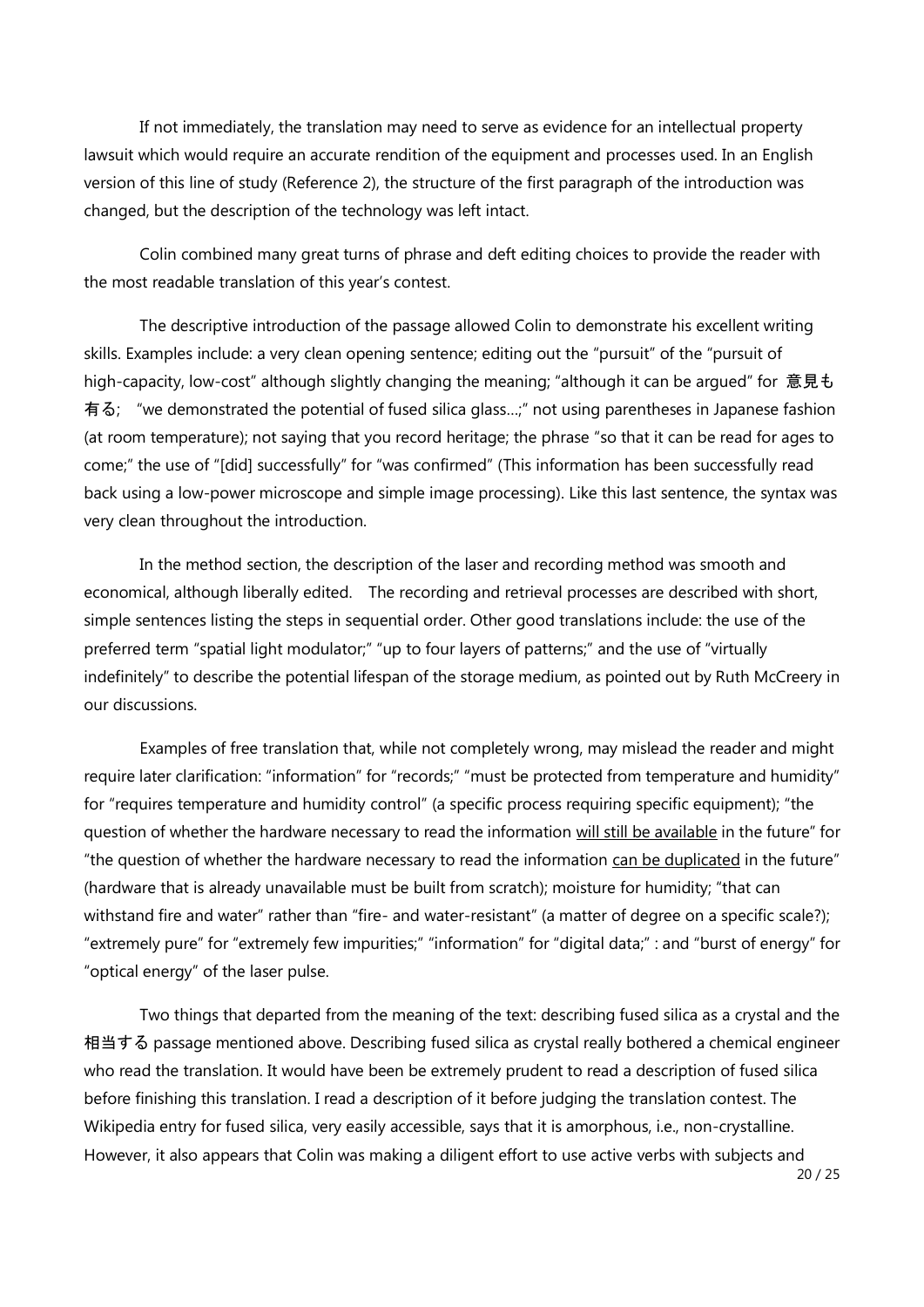If not immediately, the translation may need to serve as evidence for an intellectual property lawsuit which would require an accurate rendition of the equipment and processes used. In an English version of this line of study (Reference 2), the structure of the first paragraph of the introduction was changed, but the description of the technology was left intact.

Colin combined many great turns of phrase and deft editing choices to provide the reader with the most readable translation of this year's contest.

The descriptive introduction of the passage allowed Colin to demonstrate his excellent writing skills. Examples include: a very clean opening sentence; editing out the "pursuit" of the "pursuit of high-capacity, low-cost" although slightly changing the meaning; "although it can be argued" for 意見も有る; "we demonstrated the potential of fused silica glass…;" not using parentheses in Japanese fashion (at room temperature); not saying that you record heritage; the phrase "so that it can be read for ages to come;" the use of "[did] successfully" for "was confirmed" (This information has been successfully read back using a low-power microscope and simple image processing). Like this last sentence, the syntax was very clean throughout the introduction.

In the method section, the description of the laser and recording method was smooth and economical, although liberally edited. The recording and retrieval processes are described with short, simple sentences listing the steps in sequential order. Other good translations include: the use of the preferred term "spatial light modulator;" "up to four layers of patterns;" and the use of "virtually indefinitely" to describe the potential lifespan of the storage medium, as pointed out by Ruth McCreery in our discussions.

Examples of free translation that, while not completely wrong, may mislead the reader and might require later clarification: "information" for "records;" "must be protected from temperature and humidity" for "requires temperature and humidity control" (a specific process requiring specific equipment); "the question of whether the hardware necessary to read the information <u>will still be available</u> in the future" for "the question of whether the hardware necessary to read the information <u>can be duplicated</u> in the future" (hardware that is already unavailable must be built from scratch); moisture for humidity; "that can withstand fire and water" rather than "fire- and water-resistant" (a matter of degree on a specific scale?); "extremely pure" for "extremely few impurities;" "information" for "digital data;" : and "burst of energy" for "optical energy" of the laser pulse.

Two things that departed from the meaning of the text: describing fused silica as a crystal and the 相当する passage mentioned above. Describing fused silica as crystal really bothered a chemical engineer who read the translation. It would have been be extremely prudent to read a description of fused silica before finishing this translation. I read a description of it before judging the translation contest. The Wikipedia entry for fused silica, very easily accessible, says that it is amorphous, i.e., non-crystalline. However, it also appears that Colin was making a diligent effort to use active verbs with subjects and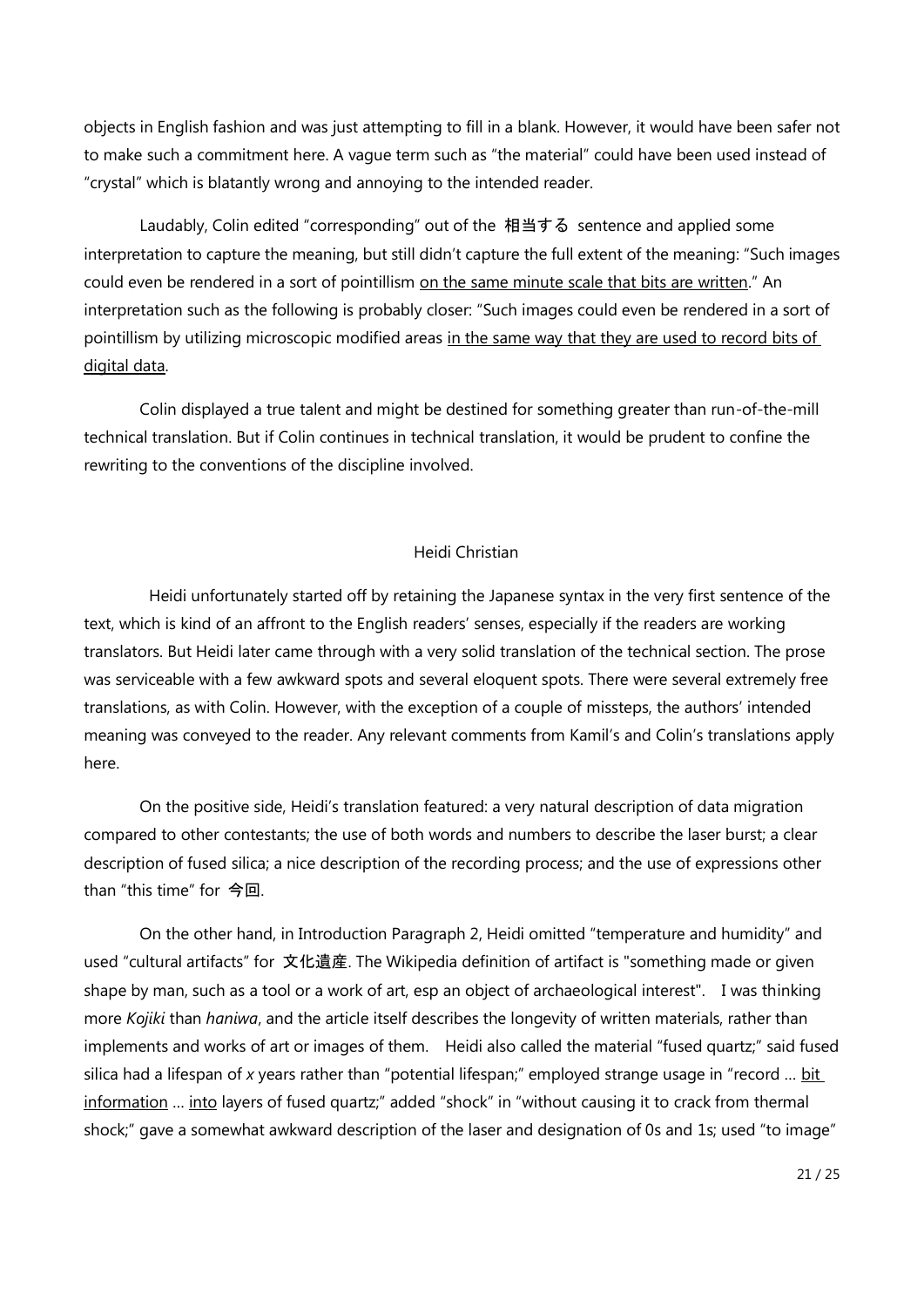objects in English fashion and was just attempting to fill in a blank. However, it would have been safer not to make such a commitment here. A vague term such as "the material" could have been used instead of "crystal" which is blatantly wrong and annoying to the intended reader.

Laudably, Colin edited "corresponding" out of the 相当する sentence and applied some interpretation to capture the meaning, but still didn't capture the full extent of the meaning: "Such images could even be rendered in a sort of pointillism <u>on the same minute scale that bits are written</u>." An interpretation such as the following is probably closer: "Such images could even be rendered in a sort of pointillism by utilizing microscopic modified areas <u>in the same way that they are used to record bits of digital data</u>.

Colin displayed a true talent and might be destined for something greater than run-of-the-mill technical translation. But if Colin continues in technical translation, it would be prudent to confine the rewriting to the conventions of the discipline involved.

## Heidi Christian

Heidi unfortunately started off by retaining the Japanese syntax in the very first sentence of the text, which is kind of an affront to the English readers' senses, especially if the readers are working translators. But Heidi later came through with a very solid translation of the technical section. The prose was serviceable with a few awkward spots and several eloquent spots. There were several extremely free translations, as with Colin. However, with the exception of a couple of missteps, the authors' intended meaning was conveyed to the reader. Any relevant comments from Kamil's and Colin's translations apply here.

On the positive side, Heidi's translation featured: a very natural description of data migration compared to other contestants; the use of both words and numbers to describe the laser burst; a clear description of fused silica; a nice description of the recording process; and the use of expressions other than "this time" for 今回.

On the other hand, in Introduction Paragraph 2, Heidi omitted "temperature and humidity" and used "cultural artifacts" for 文化遺産. The Wikipedia definition of artifact is "something made or given shape by man, such as a tool or a work of art, esp an object of archaeological interest". I was thinking more *Kojiki* than *haniwa*, and the article itself describes the longevity of written materials, rather than implements and works of art or images of them. Heidi also called the material "fused quartz;" said fused silica had a lifespan of *x* years rather than "potential lifespan;" employed strange usage in "record … <u>bit information</u> … <u>into</u> layers of fused quartz;" added "shock" in "without causing it to crack from thermal shock;" gave a somewhat awkward description of the laser and designation of 0s and 1s; used "to image"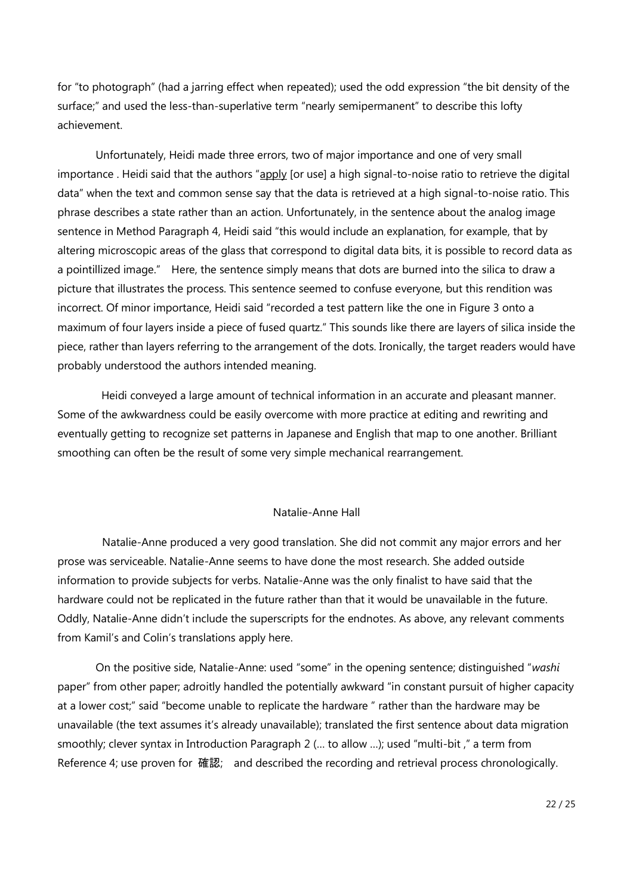for "to photograph" (had a jarring effect when repeated); used the odd expression "the bit density of the surface;" and used the less-than-superlative term "nearly semipermanent" to describe this lofty achievement.

Unfortunately, Heidi made three errors, two of major importance and one of very small importance . Heidi said that the authors "<u>apply</u> [or use] a high signal-to-noise ratio to retrieve the digital data" when the text and common sense say that the data is retrieved at a high signal-to-noise ratio. This phrase describes a state rather than an action. Unfortunately, in the sentence about the analog image sentence in Method Paragraph 4, Heidi said "this would include an explanation, for example, that by altering microscopic areas of the glass that correspond to digital data bits, it is possible to record data as a pointillized image." Here, the sentence simply means that dots are burned into the silica to draw a picture that illustrates the process. This sentence seemed to confuse everyone, but this rendition was incorrect. Of minor importance, Heidi said "recorded a test pattern like the one in Figure 3 onto a maximum of four layers inside a piece of fused quartz." This sounds like there are layers of silica inside the piece, rather than layers referring to the arrangement of the dots. Ironically, the target readers would have probably understood the authors intended meaning.

Heidi conveyed a large amount of technical information in an accurate and pleasant manner. Some of the awkwardness could be easily overcome with more practice at editing and rewriting and eventually getting to recognize set patterns in Japanese and English that map to one another. Brilliant smoothing can often be the result of some very simple mechanical rearrangement.

## Natalie-Anne Hall

Natalie-Anne produced a very good translation. She did not commit any major errors and her prose was serviceable. Natalie-Anne seems to have done the most research. She added outside information to provide subjects for verbs. Natalie-Anne was the only finalist to have said that the hardware could not be replicated in the future rather than that it would be unavailable in the future. Oddly, Natalie-Anne didn't include the superscripts for the endnotes. As above, any relevant comments from Kamil's and Colin's translations apply here.

On the positive side, Natalie-Anne: used "some" in the opening sentence; distinguished "*washi* paper" from other paper; adroitly handled the potentially awkward "in constant pursuit of higher capacity at a lower cost;" said "become unable to replicate the hardware " rather than the hardware may be unavailable (the text assumes it's already unavailable); translated the first sentence about data migration smoothly; clever syntax in Introduction Paragraph 2 (… to allow …); used "multi-bit ," a term from Reference 4; use proven for 確認; and described the recording and retrieval process chronologically.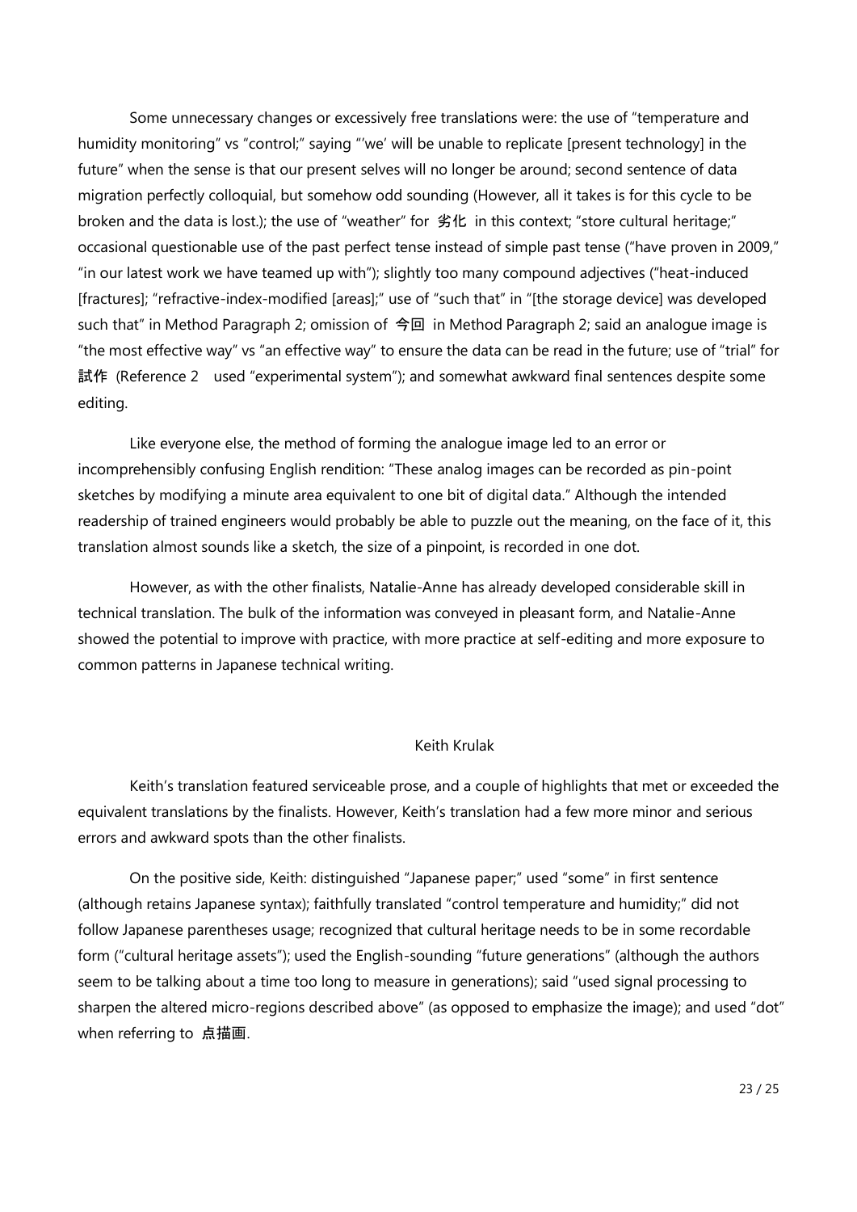Some unnecessary changes or excessively free translations were: the use of "temperature and humidity monitoring" vs "control;" saying "'we' will be unable to replicate [present technology] in the future" when the sense is that our present selves will no longer be around; second sentence of data migration perfectly colloquial, but somehow odd sounding (However, all it takes is for this cycle to be broken and the data is lost.); the use of "weather" for 劣化 in this context; "store cultural heritage;" occasional questionable use of the past perfect tense instead of simple past tense ("have proven in 2009," "in our latest work we have teamed up with"); slightly too many compound adjectives ("heat-induced [fractures]; "refractive-index-modified [areas];" use of "such that" in "[the storage device] was developed such that" in Method Paragraph 2; omission of 今回 in Method Paragraph 2; said an analogue image is "the most effective way" vs "an effective way" to ensure the data can be read in the future; use of "trial" for 試作 (Reference 2 used "experimental system"); and somewhat awkward final sentences despite some editing.

Like everyone else, the method of forming the analogue image led to an error or incomprehensibly confusing English rendition: "These analog images can be recorded as pin-point sketches by modifying a minute area equivalent to one bit of digital data." Although the intended readership of trained engineers would probably be able to puzzle out the meaning, on the face of it, this translation almost sounds like a sketch, the size of a pinpoint, is recorded in one dot.

However, as with the other finalists, Natalie-Anne has already developed considerable skill in technical translation. The bulk of the information was conveyed in pleasant form, and Natalie-Anne showed the potential to improve with practice, with more practice at self-editing and more exposure to common patterns in Japanese technical writing.

### Keith Krulak

Keith's translation featured serviceable prose, and a couple of highlights that met or exceeded the equivalent translations by the finalists. However, Keith's translation had a few more minor and serious errors and awkward spots than the other finalists.

On the positive side, Keith: distinguished "Japanese paper;" used "some" in first sentence (although retains Japanese syntax); faithfully translated "control temperature and humidity;" did not follow Japanese parentheses usage; recognized that cultural heritage needs to be in some recordable form ("cultural heritage assets"); used the English-sounding "future generations" (although the authors seem to be talking about a time too long to measure in generations); said "used signal processing to sharpen the altered micro-regions described above" (as opposed to emphasize the image); and used "dot" when referring to 点描画.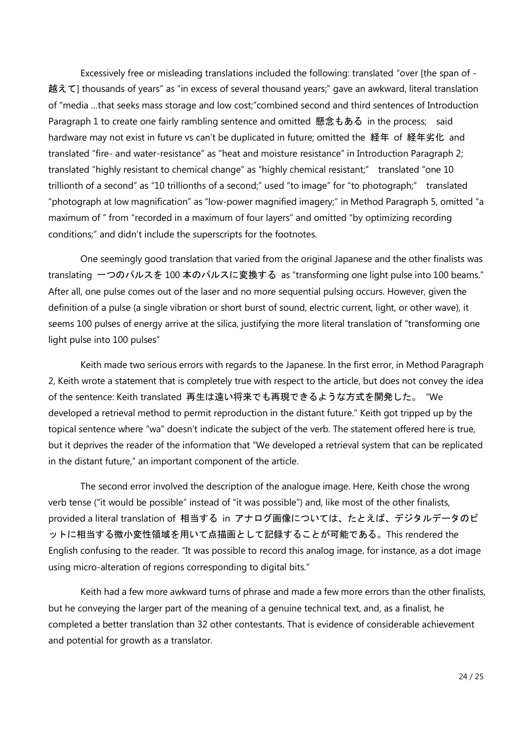Excessively free or misleading translations included the following: translated "over [the span of - 越えて] thousands of years" as "in excess of several thousand years;" gave an awkward, literal translation of "media …that seeks mass storage and low cost;"combined second and third sentences of Introduction Paragraph 1 to create one fairly rambling sentence and omitted 懸念もある in the process; said hardware may not exist in future vs can't be duplicated in future; omitted the 経年 of 経年劣化 and translated "fire- and water-resistance" as "heat and moisture resistance" in Introduction Paragraph 2; translated "highly resistant to chemical change" as "highly chemical resistant;" translated "one 10 trillionth of a second" as "10 trillionths of a second;" used "to image" for "to photograph;" translated "photograph at low magnification" as "low-power magnified imagery;" in Method Paragraph 5, omitted "a maximum of " from "recorded in a maximum of four layers" and omitted "by optimizing recording conditions;" and didn't include the superscripts for the footnotes.

One seemingly good translation that varied from the original Japanese and the other finalists was translating 一つのパルスを 100 本のパルスに変換する as "transforming one light pulse into 100 beams." After all, one pulse comes out of the laser and no more sequential pulsing occurs. However, given the definition of a pulse (a single vibration or short burst of sound, electric current, light, or other wave), it seems 100 pulses of energy arrive at the silica, justifying the more literal translation of "transforming one light pulse into 100 pulses"

Keith made two serious errors with regards to the Japanese. In the first error, in Method Paragraph 2, Keith wrote a statement that is completely true with respect to the article, but does not convey the idea of the sentence: Keith translated 再生は遠い将来でも再現できるような方式を開発した。 "We developed a retrieval method to permit reproduction in the distant future." Keith got tripped up by the topical sentence where "wa" doesn't indicate the subject of the verb. The statement offered here is true, but it deprives the reader of the information that "We developed a retrieval system that can be replicated in the distant future," an important component of the article.

The second error involved the description of the analogue image. Here, Keith chose the wrong verb tense ("it would be possible" instead of "it was possible") and, like most of the other finalists, provided a literal translation of 相当する in アナログ画像については、たとえば、デジタルデータのビットに相当する微小変性領域を用いて点描画として記録することが可能である。This rendered the English confusing to the reader. "It was possible to record this analog image, for instance, as a dot image using micro-alteration of regions corresponding to digital bits."

Keith had a few more awkward turns of phrase and made a few more errors than the other finalists, but he conveying the larger part of the meaning of a genuine technical text, and, as a finalist, he completed a better translation than 32 other contestants. That is evidence of considerable achievement and potential for growth as a translator.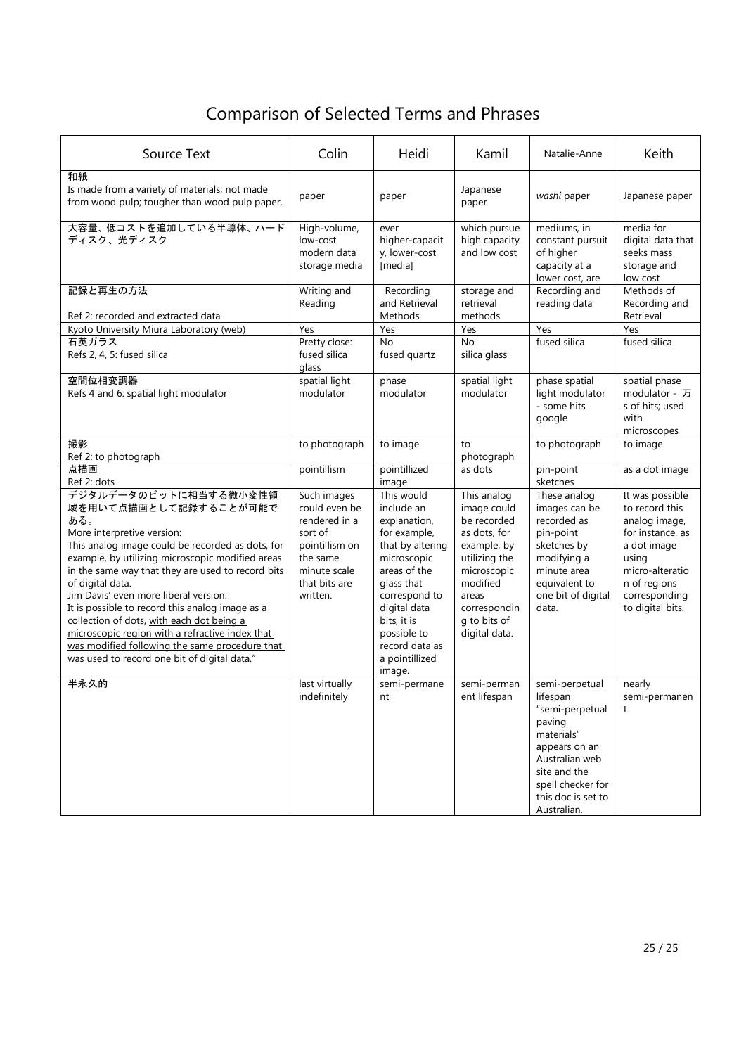# Comparison of Selected Terms and Phrases

| Source Text | Colin | Heidi | Kamil | Natalie-Anne | Keith |
|---|---|---|---|---|---|
| 和紙<br>Is made from a variety of materials; not made from wood pulp; tougher than wood pulp paper. | paper | paper | Japanese paper | *washi* paper | Japanese paper |
| 大容量、低コストを追加している半導体、ハードディスク、光ディスク | High-volume, low-cost modern data storage media | ever higher-capacity, lower-cost [media] | which pursue high capacity and low cost | mediums, in constant pursuit of higher capacity at a lower cost, are | media for digital data that seeks mass storage and low cost |
| 記録と再生の方法<br>Ref 2: recorded and extracted data | Writing and Reading | Recording and Retrieval Methods | storage and retrieval methods | Recording and reading data | Methods of Recording and Retrieval |
| Kyoto University Miura Laboratory (web) | Yes | Yes | Yes | Yes | Yes |
| 石英ガラス<br>Refs 2, 4, 5: fused silica | Pretty close: fused silica glass | No<br>fused quartz | No<br>silica glass | fused silica | fused silica |
| 空間位相変調器<br>Refs 4 and 6: spatial light modulator | spatial light modulator | phase modulator | spatial light modulator | phase spatial light modulator - some hits google | spatial phase modulator - 万s of hits; used with microscopes |
| 撮影<br>Ref 2: to photograph | to photograph | to image | to photograph | to photograph | to image |
| 点描画<br>Ref 2: dots | pointillism | pointillized image | as dots | pin-point sketches | as a dot image |
| デジタルデータのビットに相当する微小変性領域を用いて点描画として記録することが可能である。<br>More interpretive version:<br>This analog image could be recorded as dots, for example, by utilizing microscopic modified areas <u>in the same way that they are used to record</u> bits of digital data.<br>Jim Davis' even more liberal version:<br>It is possible to record this analog image as a collection of dots, <u>with each dot being a microscopic region with a refractive index that was modified following the same procedure that was used to record</u> one bit of digital data." | Such images could even be rendered in a sort of pointillism on the same minute scale that bits are written. | This would include an explanation, for example, that by altering microscopic areas of the glass that correspond to digital data bits, it is possible to record data as a pointillized image. | This analog image could be recorded as dots, for example, by utilizing the microscopic modified areas corresponding to bits of digital data. | These analog images can be recorded as pin-point sketches by modifying a minute area equivalent to one bit of digital data. | It was possible to record this analog image, for instance, as a dot image using micro-alteration of regions corresponding to digital bits. |
| 半永久的 | last virtually indefinitely | semi-permanent | semi-permanent lifespan | semi-perpetual lifespan<br>"semi-perpetual paving materials" appears on an Australian web site and the spell checker for this doc is set to Australian. | nearly semi-permanent |